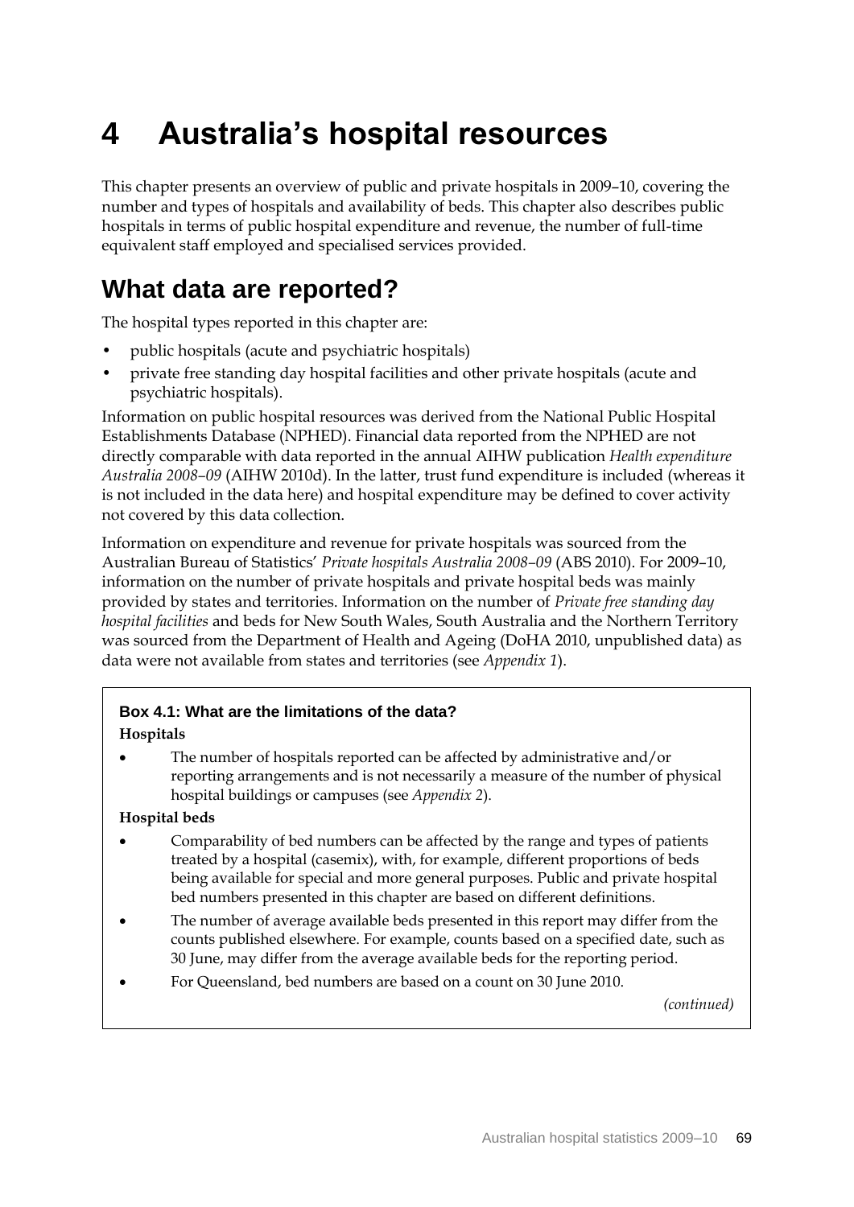# 4 Australia's hospital resources

This chapter presents an overview of public and private hospitals in 2009–10, covering the number and types of hospitals and availability of beds. This chapter also describes public hospitals in terms of public hospital expenditure and revenue, the number of full-time equivalent staff employed and specialised services provided.

## What data are reported?

The hospital types reported in this chapter are:

- public hospitals (acute and psychiatric hospitals)
- private free standing day hospital facilities and other private hospitals (acute and psychiatric hospitals).

Information on public hospital resources was derived from the National Public Hospital Establishments Database (NPHED). Financial data reported from the NPHED are not directly comparable with data reported in the annual AIHW publication *Health expenditure Australia 2008–09* (AIHW 2010d). In the latter, trust fund expenditure is included (whereas it is not included in the data here) and hospital expenditure may be defined to cover activity not covered by this data collection.

Information on expenditure and revenue for private hospitals was sourced from the Australian Bureau of Statistics' *Private hospitals Australia 2008–09* (ABS 2010). For 2009–10, information on the number of private hospitals and private hospital beds was mainly provided by states and territories. Information on the number of *Private free standing day hospital facilities* and beds for New South Wales, South Australia and the Northern Territory was sourced from the Department of Health and Ageing (DoHA 2010, unpublished data) as data were not available from states and territories (see *Appendix 1*).

**Box 4.1: What are the limitations of the data?**

**Hospitals**

- The number of hospitals reported can be affected by administrative and/or reporting arrangements and is not necessarily a measure of the number of physical hospital buildings or campuses (see *Appendix 2*).

**Hospital beds**

- Comparability of bed numbers can be affected by the range and types of patients treated by a hospital (casemix), with, for example, different proportions of beds being available for special and more general purposes. Public and private hospital bed numbers presented in this chapter are based on different definitions.
- The number of average available beds presented in this report may differ from the counts published elsewhere. For example, counts based on a specified date, such as 30 June, may differ from the average available beds for the reporting period.
- For Queensland, bed numbers are based on a count on 30 June 2010.

*(continued)*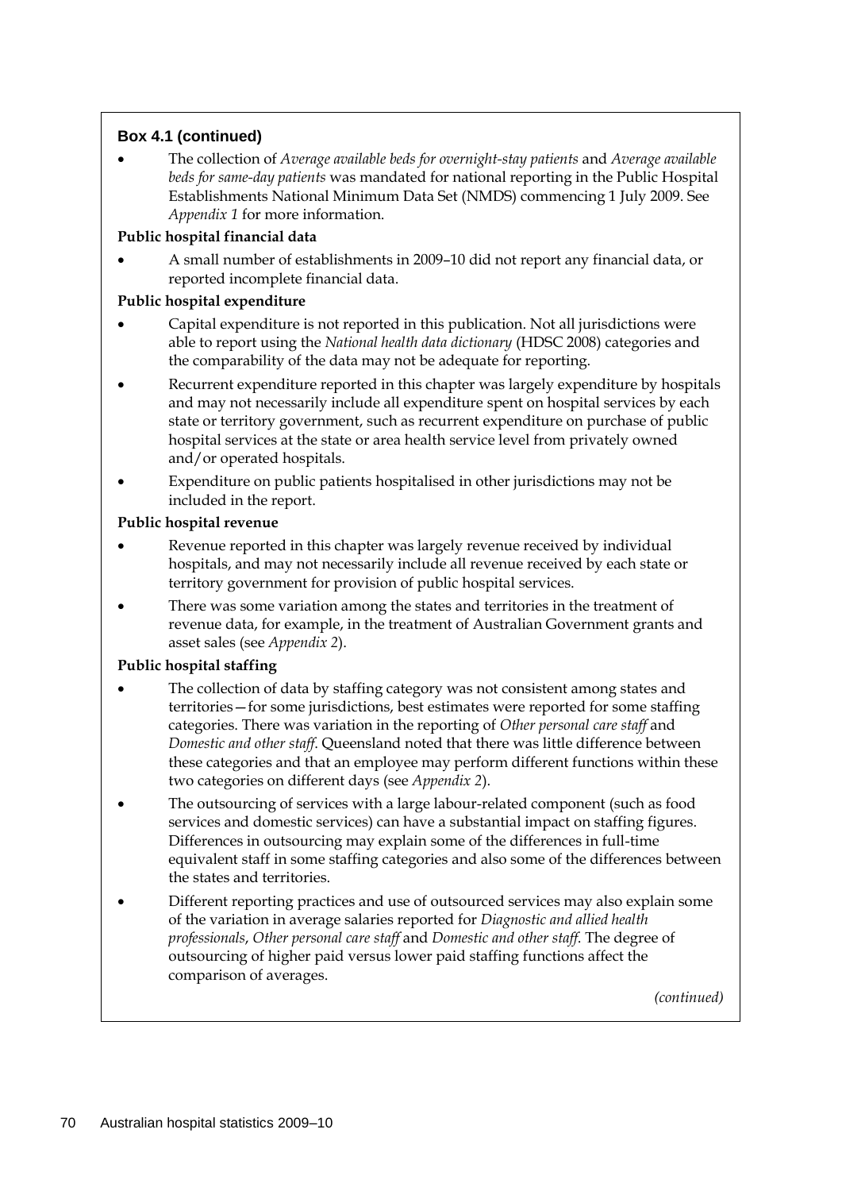**Box 4.1 (continued)**

- The collection of *Average available beds for overnight-stay patients* and *Average available beds for same-day patients* was mandated for national reporting in the Public Hospital Establishments National Minimum Data Set (NMDS) commencing 1 July 2009. See *Appendix 1* for more information.

**Public hospital financial data**

- A small number of establishments in 2009–10 did not report any financial data, or reported incomplete financial data.

**Public hospital expenditure**

- Capital expenditure is not reported in this publication. Not all jurisdictions were able to report using the *National health data dictionary* (HDSC 2008) categories and the comparability of the data may not be adequate for reporting.
- Recurrent expenditure reported in this chapter was largely expenditure by hospitals and may not necessarily include all expenditure spent on hospital services by each state or territory government, such as recurrent expenditure on purchase of public hospital services at the state or area health service level from privately owned and/or operated hospitals.
- Expenditure on public patients hospitalised in other jurisdictions may not be included in the report.

**Public hospital revenue**

- Revenue reported in this chapter was largely revenue received by individual hospitals, and may not necessarily include all revenue received by each state or territory government for provision of public hospital services.
- There was some variation among the states and territories in the treatment of revenue data, for example, in the treatment of Australian Government grants and asset sales (see *Appendix 2*).

**Public hospital staffing**

- The collection of data by staffing category was not consistent among states and territories—for some jurisdictions, best estimates were reported for some staffing categories. There was variation in the reporting of *Other personal care staff* and *Domestic and other staff*. Queensland noted that there was little difference between these categories and that an employee may perform different functions within these two categories on different days (see *Appendix 2*).
- The outsourcing of services with a large labour-related component (such as food services and domestic services) can have a substantial impact on staffing figures. Differences in outsourcing may explain some of the differences in full-time equivalent staff in some staffing categories and also some of the differences between the states and territories.
- Different reporting practices and use of outsourced services may also explain some of the variation in average salaries reported for *Diagnostic and allied health professionals*, *Other personal care staff* and *Domestic and other staff*. The degree of outsourcing of higher paid versus lower paid staffing functions affect the comparison of averages.

*(continued)*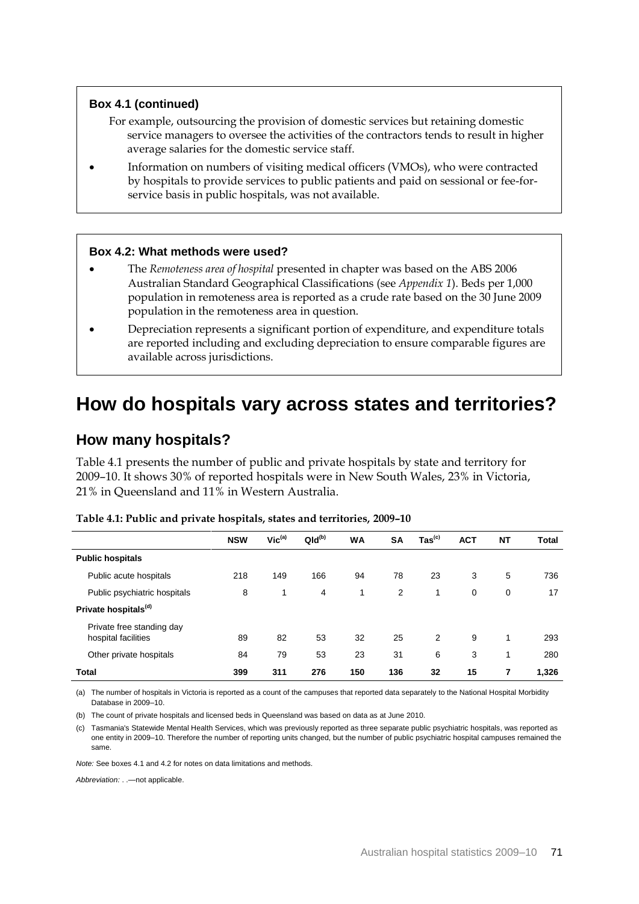**Box 4.1 (continued)**

For example, outsourcing the provision of domestic services but retaining domestic service managers to oversee the activities of the contractors tends to result in higher average salaries for the domestic service staff.

- Information on numbers of visiting medical officers (VMOs), who were contracted by hospitals to provide services to public patients and paid on sessional or fee-for-service basis in public hospitals, was not available.

**Box 4.2: What methods were used?**

- The *Remoteness area of hospital* presented in chapter was based on the ABS 2006 Australian Standard Geographical Classifications (see *Appendix 1*). Beds per 1,000 population in remoteness area is reported as a crude rate based on the 30 June 2009 population in the remoteness area in question.
- Depreciation represents a significant portion of expenditure, and expenditure totals are reported including and excluding depreciation to ensure comparable figures are available across jurisdictions.

# How do hospitals vary across states and territories?

## How many hospitals?

Table 4.1 presents the number of public and private hospitals by state and territory for 2009–10. It shows 30% of reported hospitals were in New South Wales, 23% in Victoria, 21% in Queensland and 11% in Western Australia.

**Table 4.1: Public and private hospitals, states and territories, 2009–10**

| | NSW | Vic[(a)] | Qld[(b)] | WA | SA | Tas[(c)] | ACT | NT | Total |
|---|---|---|---|---|---|---|---|---|---|
| **Public hospitals** | | | | | | | | | |
| Public acute hospitals | 218 | 149 | 166 | 94 | 78 | 23 | 3 | 5 | 736 |
| Public psychiatric hospitals | 8 | 1 | 4 | 1 | 2 | 1 | 0 | 0 | 17 |
| **Private hospitals[(d)]** | | | | | | | | | |
| Private free standing day hospital facilities | 89 | 82 | 53 | 32 | 25 | 2 | 9 | 1 | 293 |
| Other private hospitals | 84 | 79 | 53 | 23 | 31 | 6 | 3 | 1 | 280 |
| **Total** | **399** | **311** | **276** | **150** | **136** | **32** | **15** | **7** | **1,326** |

(a) The number of hospitals in Victoria is reported as a count of the campuses that reported data separately to the National Hospital Morbidity Database in 2009–10.

(b) The count of private hospitals and licensed beds in Queensland was based on data as at June 2010.

(c) Tasmania's Statewide Mental Health Services, which was previously reported as three separate public psychiatric hospitals, was reported as one entity in 2009–10. Therefore the number of reporting units changed, but the number of public psychiatric hospital campuses remained the same.

*Note:* See boxes 4.1 and 4.2 for notes on data limitations and methods.

*Abbreviation:* . .—not applicable.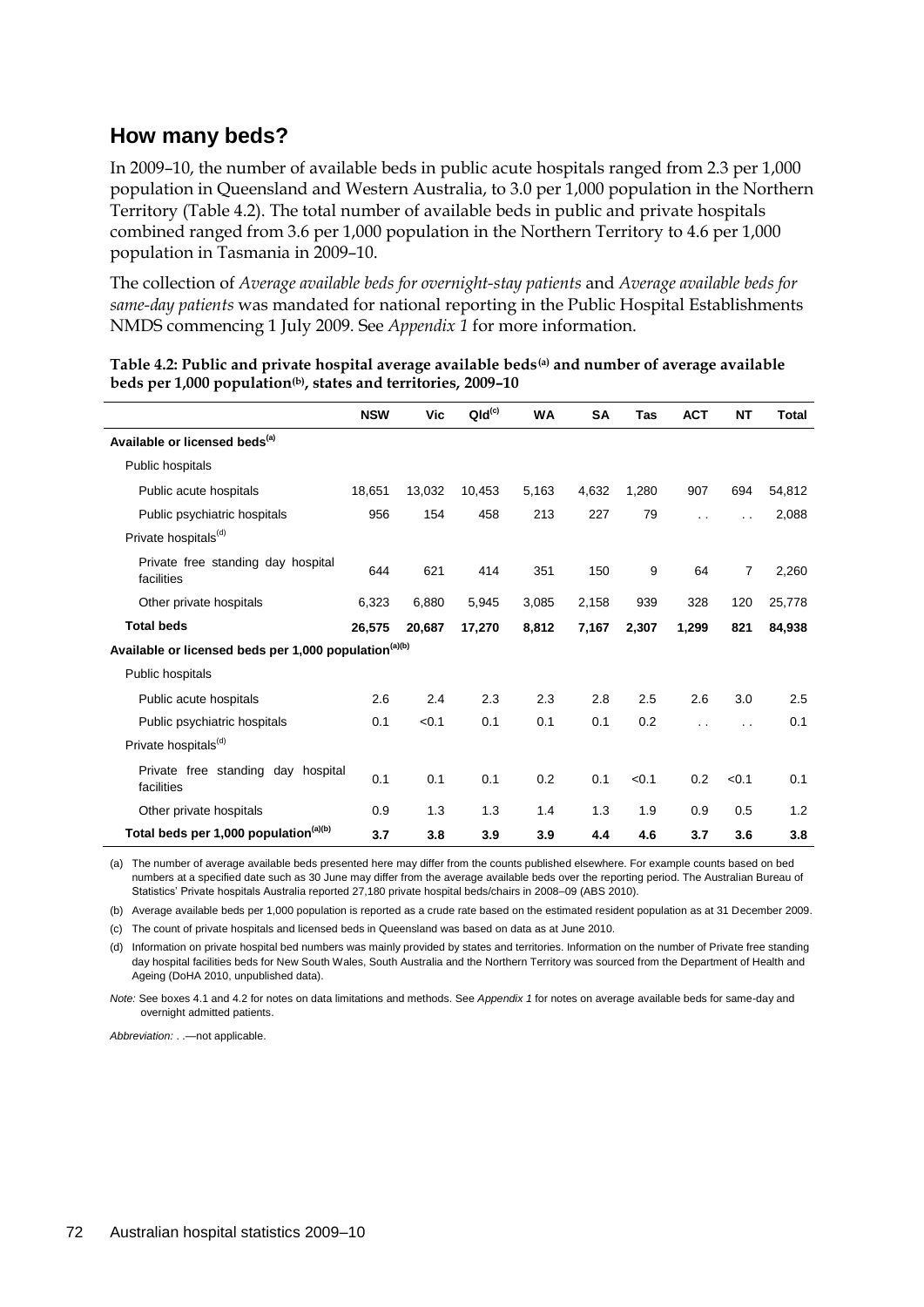## How many beds?

In 2009–10, the number of available beds in public acute hospitals ranged from 2.3 per 1,000 population in Queensland and Western Australia, to 3.0 per 1,000 population in the Northern Territory (Table 4.2). The total number of available beds in public and private hospitals combined ranged from 3.6 per 1,000 population in the Northern Territory to 4.6 per 1,000 population in Tasmania in 2009–10.

The collection of *Average available beds for overnight-stay patients* and *Average available beds for same-day patients* was mandated for national reporting in the Public Hospital Establishments NMDS commencing 1 July 2009. See *Appendix 1* for more information.

**Table 4.2: Public and private hospital average available beds[a] and number of average available beds per 1,000 population[b], states and territories, 2009–10**

| | NSW | Vic | Qld[c] | WA | SA | Tas | ACT | NT | Total |
|---|---|---|---|---|---|---|---|---|---|
| **Available or licensed beds[a]** | | | | | | | | | |
| Public hospitals | | | | | | | | | |
| Public acute hospitals | 18,651 | 13,032 | 10,453 | 5,163 | 4,632 | 1,280 | 907 | 694 | 54,812 |
| Public psychiatric hospitals | 956 | 154 | 458 | 213 | 227 | 79 | . . | . . | 2,088 |
| Private hospitals[d] | | | | | | | | | |
| Private free standing day hospital facilities | 644 | 621 | 414 | 351 | 150 | 9 | 64 | 7 | 2,260 |
| Other private hospitals | 6,323 | 6,880 | 5,945 | 3,085 | 2,158 | 939 | 328 | 120 | 25,778 |
| **Total beds** | **26,575** | **20,687** | **17,270** | **8,812** | **7,167** | **2,307** | **1,299** | **821** | **84,938** |
| **Available or licensed beds per 1,000 population[a][b]** | | | | | | | | | |
| Public hospitals | | | | | | | | | |
| Public acute hospitals | 2.6 | 2.4 | 2.3 | 2.3 | 2.8 | 2.5 | 2.6 | 3.0 | 2.5 |
| Public psychiatric hospitals | 0.1 | <0.1 | 0.1 | 0.1 | 0.1 | 0.2 | . . | . . | 0.1 |
| Private hospitals[d] | | | | | | | | | |
| Private free standing day hospital facilities | 0.1 | 0.1 | 0.1 | 0.2 | 0.1 | <0.1 | 0.2 | <0.1 | 0.1 |
| Other private hospitals | 0.9 | 1.3 | 1.3 | 1.4 | 1.3 | 1.9 | 0.9 | 0.5 | 1.2 |
| **Total beds per 1,000 population[a][b]** | **3.7** | **3.8** | **3.9** | **3.9** | **4.4** | **4.6** | **3.7** | **3.6** | **3.8** |

(a) The number of average available beds presented here may differ from the counts published elsewhere. For example counts based on bed numbers at a specified date such as 30 June may differ from the average available beds over the reporting period. The Australian Bureau of Statistics' Private hospitals Australia reported 27,180 private hospital beds/chairs in 2008–09 (ABS 2010).

(b) Average available beds per 1,000 population is reported as a crude rate based on the estimated resident population as at 31 December 2009.

(c) The count of private hospitals and licensed beds in Queensland was based on data as at June 2010.

(d) Information on private hospital bed numbers was mainly provided by states and territories. Information on the number of Private free standing day hospital facilities beds for New South Wales, South Australia and the Northern Territory was sourced from the Department of Health and Ageing (DoHA 2010, unpublished data).

*Note:* See boxes 4.1 and 4.2 for notes on data limitations and methods. See *Appendix 1* for notes on average available beds for same-day and overnight admitted patients.

*Abbreviation:* . .—not applicable.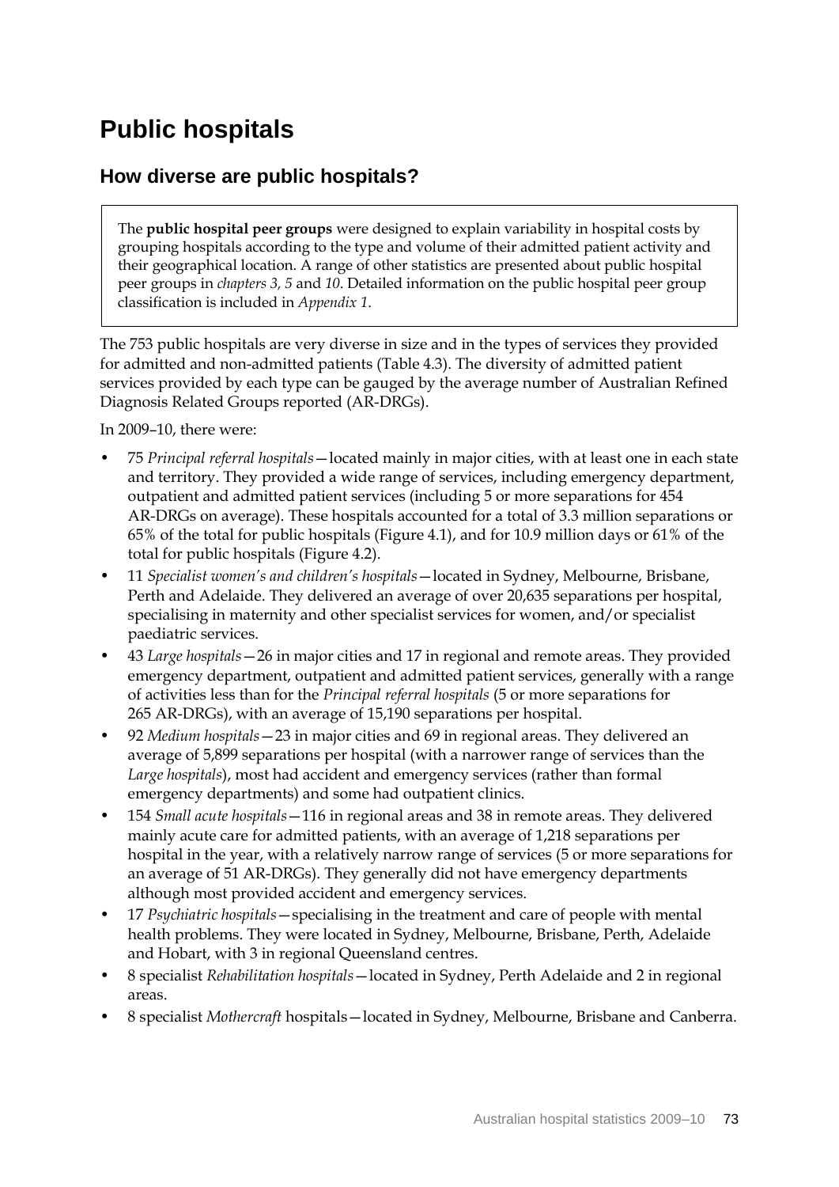# Public hospitals

## How diverse are public hospitals?

> The **public hospital peer groups** were designed to explain variability in hospital costs by grouping hospitals according to the type and volume of their admitted patient activity and their geographical location. A range of other statistics are presented about public hospital peer groups in *chapters 3, 5* and *10*. Detailed information on the public hospital peer group classification is included in *Appendix 1*.

The 753 public hospitals are very diverse in size and in the types of services they provided for admitted and non-admitted patients (Table 4.3). The diversity of admitted patient services provided by each type can be gauged by the average number of Australian Refined Diagnosis Related Groups reported (AR-DRGs).

In 2009–10, there were:

- 75 *Principal referral hospitals*—located mainly in major cities, with at least one in each state and territory. They provided a wide range of services, including emergency department, outpatient and admitted patient services (including 5 or more separations for 454 AR-DRGs on average). These hospitals accounted for a total of 3.3 million separations or 65% of the total for public hospitals (Figure 4.1), and for 10.9 million days or 61% of the total for public hospitals (Figure 4.2).
- 11 *Specialist women's and children's hospitals*—located in Sydney, Melbourne, Brisbane, Perth and Adelaide. They delivered an average of over 20,635 separations per hospital, specialising in maternity and other specialist services for women, and/or specialist paediatric services.
- 43 *Large hospitals*—26 in major cities and 17 in regional and remote areas. They provided emergency department, outpatient and admitted patient services, generally with a range of activities less than for the *Principal referral hospitals* (5 or more separations for 265 AR-DRGs), with an average of 15,190 separations per hospital.
- 92 *Medium hospitals*—23 in major cities and 69 in regional areas. They delivered an average of 5,899 separations per hospital (with a narrower range of services than the *Large hospitals*), most had accident and emergency services (rather than formal emergency departments) and some had outpatient clinics.
- 154 *Small acute hospitals*—116 in regional areas and 38 in remote areas. They delivered mainly acute care for admitted patients, with an average of 1,218 separations per hospital in the year, with a relatively narrow range of services (5 or more separations for an average of 51 AR-DRGs). They generally did not have emergency departments although most provided accident and emergency services.
- 17 *Psychiatric hospitals*—specialising in the treatment and care of people with mental health problems. They were located in Sydney, Melbourne, Brisbane, Perth, Adelaide and Hobart, with 3 in regional Queensland centres.
- 8 specialist *Rehabilitation hospitals*—located in Sydney, Perth Adelaide and 2 in regional areas.
- 8 specialist *Mothercraft* hospitals—located in Sydney, Melbourne, Brisbane and Canberra.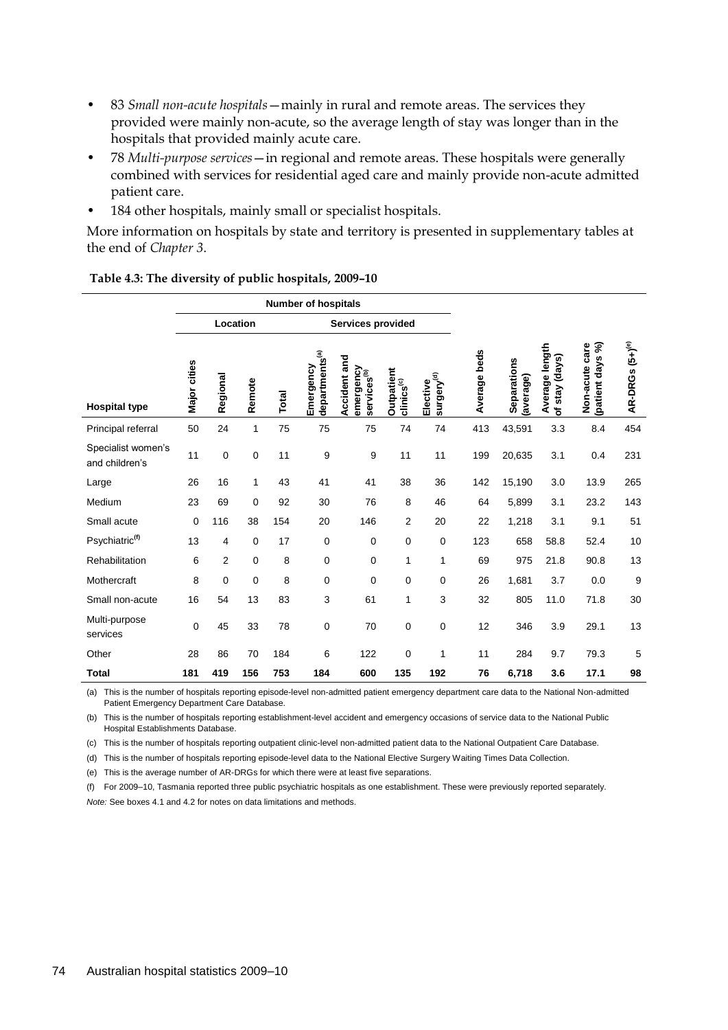- 83 *Small non-acute hospitals*—mainly in rural and remote areas. The services they provided were mainly non-acute, so the average length of stay was longer than in the hospitals that provided mainly acute care.
- 78 *Multi-purpose services*—in regional and remote areas. These hospitals were generally combined with services for residential aged care and mainly provide non-acute admitted patient care.
- 184 other hospitals, mainly small or specialist hospitals.

More information on hospitals by state and territory is presented in supplementary tables at the end of *Chapter 3*.

**Table 4.3: The diversity of public hospitals, 2009–10**

| | Number of hospitals | | | | | | | | | | | | |
|---|---|---|---|---|---|---|---|---|---|---|---|---|---|
| | Location | | | | Services provided | | | | | | | | |
| Hospital type | Major cities | Regional | Remote | Total | Emergency departments[(a)] | Accident and emergency services[(b)] | Outpatient clinics[(c)] | Elective surgery[(d)] | Average beds | Separations (average) | Average length of stay (days) | Non-acute care (patient days %) | AR-DRGs (5+)[(e)] |
| Principal referral | 50 | 24 | 1 | 75 | 75 | 75 | 74 | 74 | 413 | 43,591 | 3.3 | 8.4 | 454 |
| Specialist women's and children's | 11 | 0 | 0 | 11 | 9 | 9 | 11 | 11 | 199 | 20,635 | 3.1 | 0.4 | 231 |
| Large | 26 | 16 | 1 | 43 | 41 | 41 | 38 | 36 | 142 | 15,190 | 3.0 | 13.9 | 265 |
| Medium | 23 | 69 | 0 | 92 | 30 | 76 | 8 | 46 | 64 | 5,899 | 3.1 | 23.2 | 143 |
| Small acute | 0 | 116 | 38 | 154 | 20 | 146 | 2 | 20 | 22 | 1,218 | 3.1 | 9.1 | 51 |
| Psychiatric[(f)] | 13 | 4 | 0 | 17 | 0 | 0 | 0 | 0 | 123 | 658 | 58.8 | 52.4 | 10 |
| Rehabilitation | 6 | 2 | 0 | 8 | 0 | 0 | 1 | 1 | 69 | 975 | 21.8 | 90.8 | 13 |
| Mothercraft | 8 | 0 | 0 | 8 | 0 | 0 | 0 | 0 | 26 | 1,681 | 3.7 | 0.0 | 9 |
| Small non-acute | 16 | 54 | 13 | 83 | 3 | 61 | 1 | 3 | 32 | 805 | 11.0 | 71.8 | 30 |
| Multi-purpose services | 0 | 45 | 33 | 78 | 0 | 70 | 0 | 0 | 12 | 346 | 3.9 | 29.1 | 13 |
| Other | 28 | 86 | 70 | 184 | 6 | 122 | 0 | 1 | 11 | 284 | 9.7 | 79.3 | 5 |
| **Total** | **181** | **419** | **156** | **753** | **184** | **600** | **135** | **192** | **76** | **6,718** | **3.6** | **17.1** | **98** |

(a) This is the number of hospitals reporting episode-level non-admitted patient emergency department care data to the National Non-admitted Patient Emergency Department Care Database.

(b) This is the number of hospitals reporting establishment-level accident and emergency occasions of service data to the National Public Hospital Establishments Database.

(c) This is the number of hospitals reporting outpatient clinic-level non-admitted patient data to the National Outpatient Care Database.

(d) This is the number of hospitals reporting episode-level data to the National Elective Surgery Waiting Times Data Collection.

(e) This is the average number of AR-DRGs for which there were at least five separations.

(f) For 2009–10, Tasmania reported three public psychiatric hospitals as one establishment. These were previously reported separately.

*Note:* See boxes 4.1 and 4.2 for notes on data limitations and methods.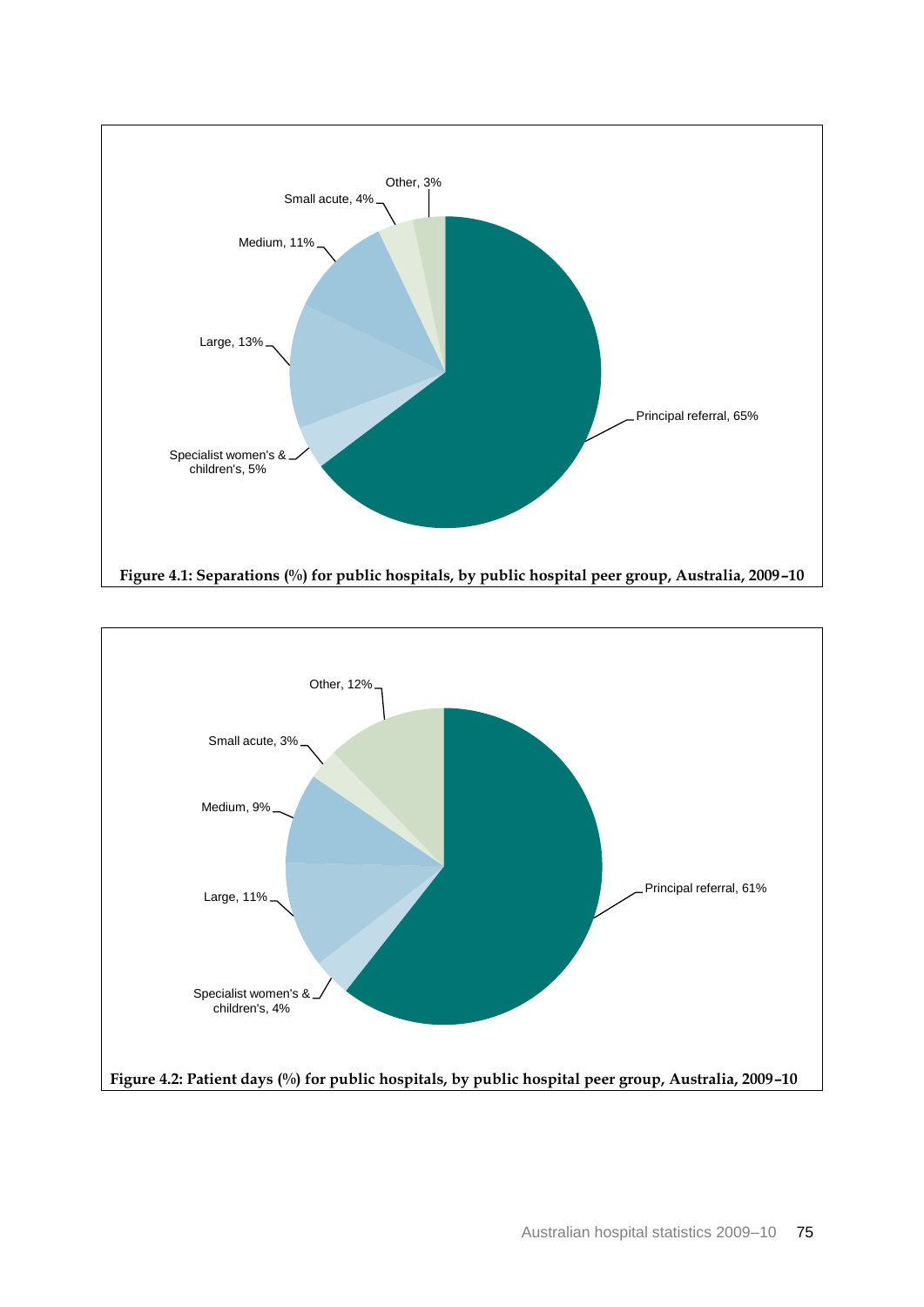Other, 3%

Small acute, 4%

Medium, 11%

Large, 13%

Specialist women's & children's, 5%

Principal referral, 65%

**Figure 4.1: Separations (%) for public hospitals, by public hospital peer group, Australia, 2009–10**

Other, 12%

Small acute, 3%

Medium, 9%

Large, 11%

Specialist women's & children's, 4%

Principal referral, 61%

**Figure 4.2: Patient days (%) for public hospitals, by public hospital peer group, Australia, 2009–10**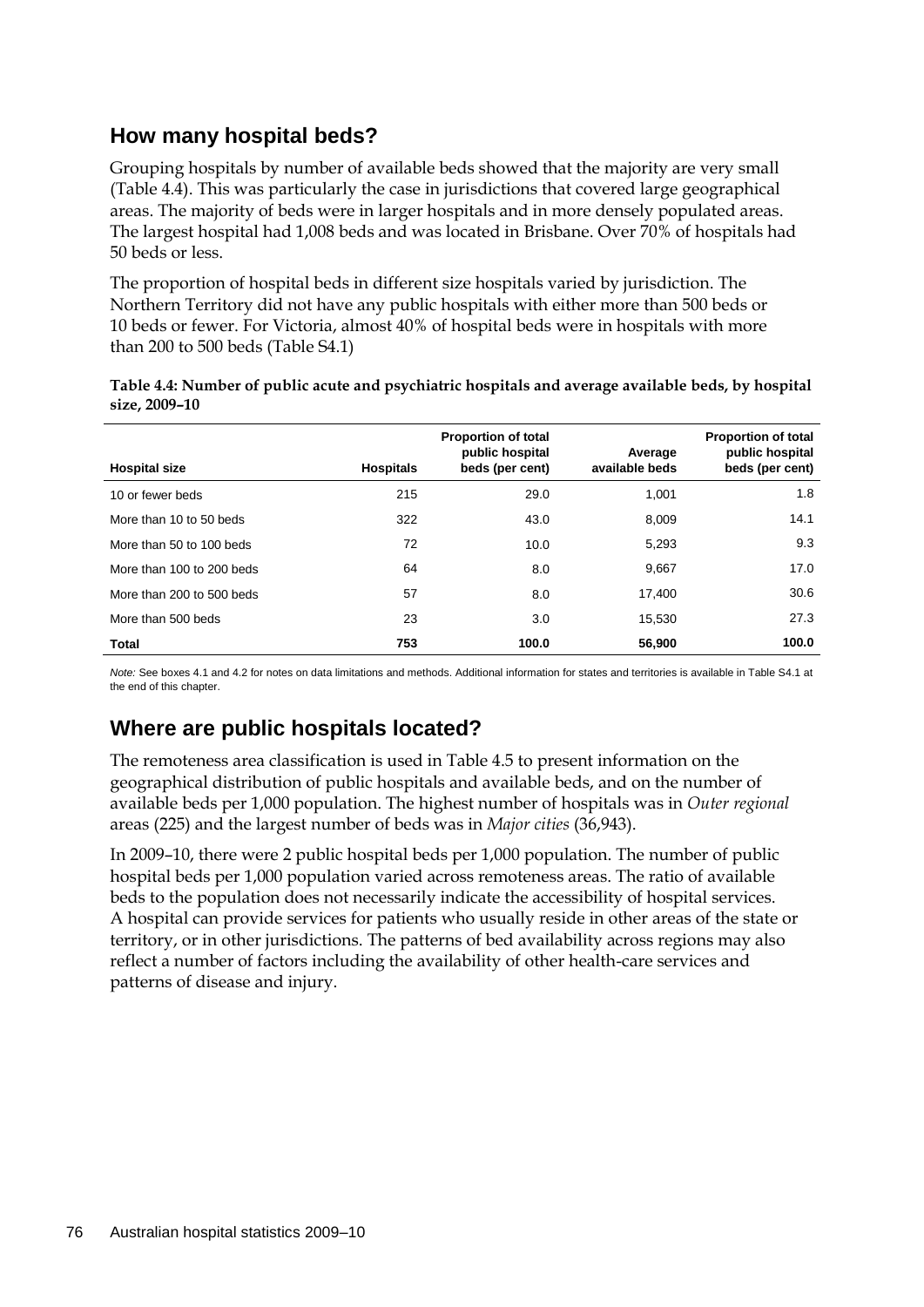## How many hospital beds?

Grouping hospitals by number of available beds showed that the majority are very small (Table 4.4). This was particularly the case in jurisdictions that covered large geographical areas. The majority of beds were in larger hospitals and in more densely populated areas. The largest hospital had 1,008 beds and was located in Brisbane. Over 70% of hospitals had 50 beds or less.

The proportion of hospital beds in different size hospitals varied by jurisdiction. The Northern Territory did not have any public hospitals with either more than 500 beds or 10 beds or fewer. For Victoria, almost 40% of hospital beds were in hospitals with more than 200 to 500 beds (Table S4.1)

**Table 4.4: Number of public acute and psychiatric hospitals and average available beds, by hospital size, 2009–10**

| Hospital size | Hospitals | Proportion of total public hospital beds (per cent) | Average available beds | Proportion of total public hospital beds (per cent) |
|---|---|---|---|---|
| 10 or fewer beds | 215 | 29.0 | 1,001 | 1.8 |
| More than 10 to 50 beds | 322 | 43.0 | 8,009 | 14.1 |
| More than 50 to 100 beds | 72 | 10.0 | 5,293 | 9.3 |
| More than 100 to 200 beds | 64 | 8.0 | 9,667 | 17.0 |
| More than 200 to 500 beds | 57 | 8.0 | 17,400 | 30.6 |
| More than 500 beds | 23 | 3.0 | 15,530 | 27.3 |
| **Total** | **753** | **100.0** | **56,900** | **100.0** |

*Note:* See boxes 4.1 and 4.2 for notes on data limitations and methods. Additional information for states and territories is available in Table S4.1 at the end of this chapter.

## Where are public hospitals located?

The remoteness area classification is used in Table 4.5 to present information on the geographical distribution of public hospitals and available beds, and on the number of available beds per 1,000 population. The highest number of hospitals was in *Outer regional* areas (225) and the largest number of beds was in *Major cities* (36,943).

In 2009–10, there were 2 public hospital beds per 1,000 population. The number of public hospital beds per 1,000 population varied across remoteness areas. The ratio of available beds to the population does not necessarily indicate the accessibility of hospital services. A hospital can provide services for patients who usually reside in other areas of the state or territory, or in other jurisdictions. The patterns of bed availability across regions may also reflect a number of factors including the availability of other health-care services and patterns of disease and injury.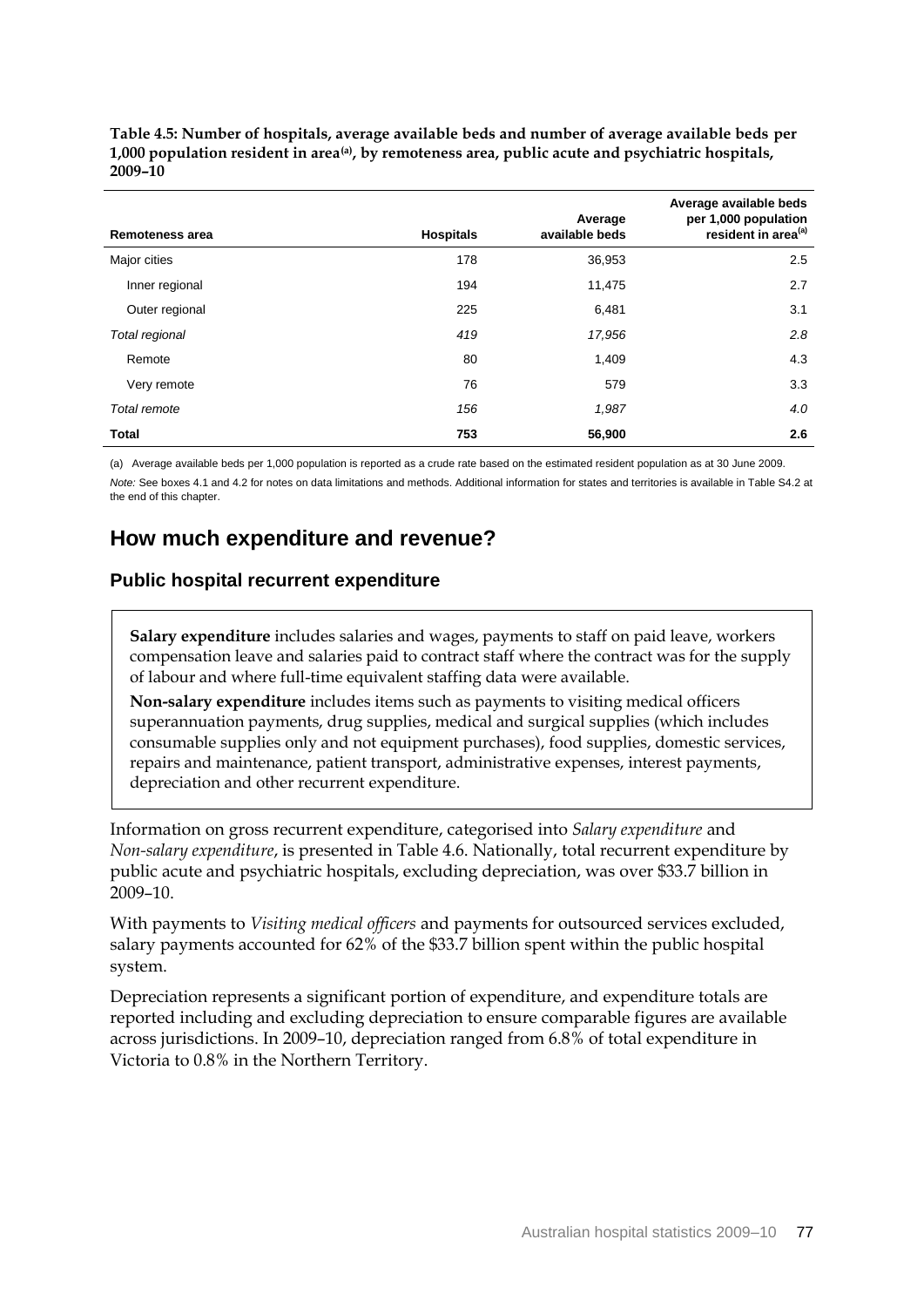**Table 4.5: Number of hospitals, average available beds and number of average available beds per 1,000 population resident in area[(a)], by remoteness area, public acute and psychiatric hospitals, 2009–10**

| Remoteness area | Hospitals | Average available beds | Average available beds per 1,000 population resident in area[(a)] |
|---|---|---|---|
| Major cities | 178 | 36,953 | 2.5 |
| Inner regional | 194 | 11,475 | 2.7 |
| Outer regional | 225 | 6,481 | 3.1 |
| *Total regional* | *419* | *17,956* | *2.8* |
| Remote | 80 | 1,409 | 4.3 |
| Very remote | 76 | 579 | 3.3 |
| *Total remote* | *156* | *1,987* | *4.0* |
| **Total** | **753** | **56,900** | **2.6** |

(a) Average available beds per 1,000 population is reported as a crude rate based on the estimated resident population as at 30 June 2009.

*Note:* See boxes 4.1 and 4.2 for notes on data limitations and methods. Additional information for states and territories is available in Table S4.2 at the end of this chapter.

## How much expenditure and revenue?

### Public hospital recurrent expenditure

**Salary expenditure** includes salaries and wages, payments to staff on paid leave, workers compensation leave and salaries paid to contract staff where the contract was for the supply of labour and where full-time equivalent staffing data were available.

**Non-salary expenditure** includes items such as payments to visiting medical officers superannuation payments, drug supplies, medical and surgical supplies (which includes consumable supplies only and not equipment purchases), food supplies, domestic services, repairs and maintenance, patient transport, administrative expenses, interest payments, depreciation and other recurrent expenditure.

Information on gross recurrent expenditure, categorised into *Salary expenditure* and *Non-salary expenditure*, is presented in Table 4.6. Nationally, total recurrent expenditure by public acute and psychiatric hospitals, excluding depreciation, was over $33.7 billion in 2009–10.

With payments to *Visiting medical officers* and payments for outsourced services excluded, salary payments accounted for 62% of the $33.7 billion spent within the public hospital system.

Depreciation represents a significant portion of expenditure, and expenditure totals are reported including and excluding depreciation to ensure comparable figures are available across jurisdictions. In 2009–10, depreciation ranged from 6.8% of total expenditure in Victoria to 0.8% in the Northern Territory.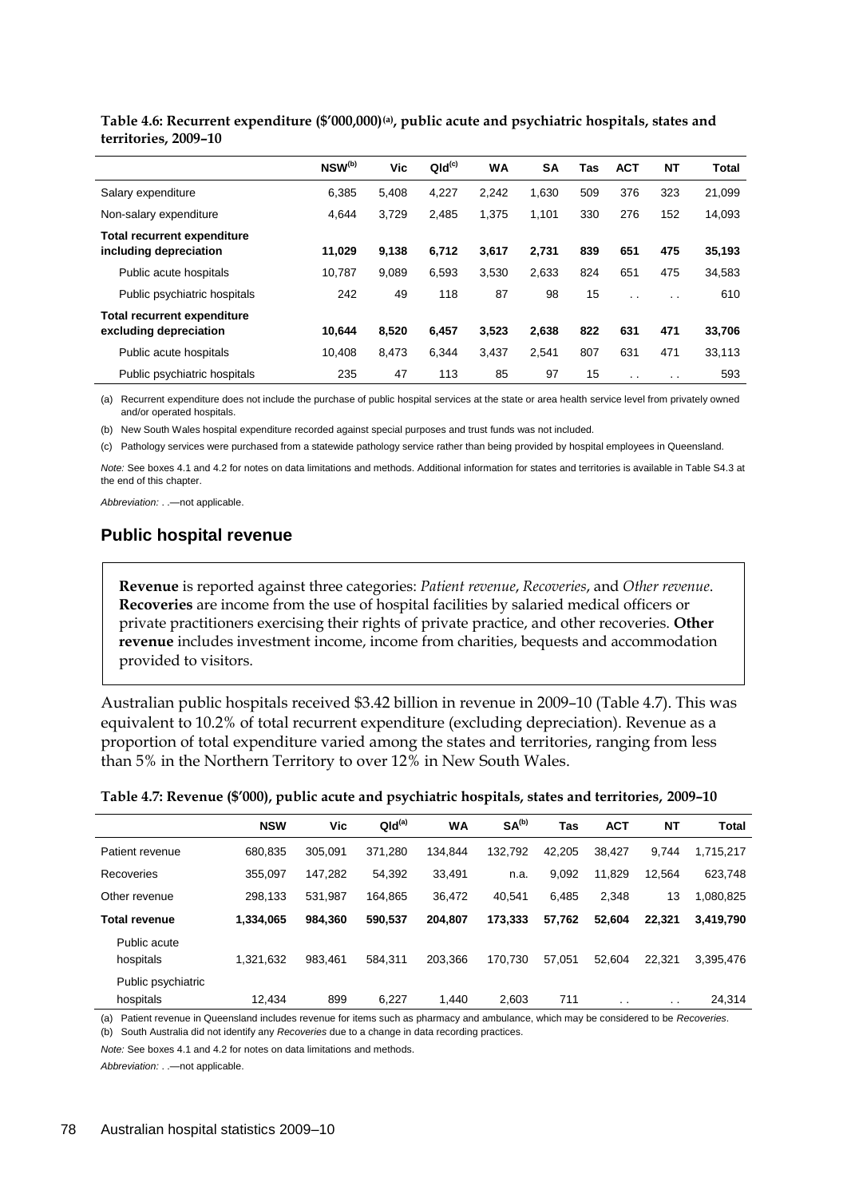**Table 4.6: Recurrent expenditure ($'000,000)[(a)], public acute and psychiatric hospitals, states and territories, 2009–10**

| | NSW[(b)] | Vic | Qld[(c)] | WA | SA | Tas | ACT | NT | Total |
|---|---|---|---|---|---|---|---|---|---|
| Salary expenditure | 6,385 | 5,408 | 4,227 | 2,242 | 1,630 | 509 | 376 | 323 | 21,099 |
| Non-salary expenditure | 4,644 | 3,729 | 2,485 | 1,375 | 1,101 | 330 | 276 | 152 | 14,093 |
| **Total recurrent expenditure including depreciation** | **11,029** | **9,138** | **6,712** | **3,617** | **2,731** | **839** | **651** | **475** | **35,193** |
| Public acute hospitals | 10,787 | 9,089 | 6,593 | 3,530 | 2,633 | 824 | 651 | 475 | 34,583 |
| Public psychiatric hospitals | 242 | 49 | 118 | 87 | 98 | 15 | . . | . . | 610 |
| **Total recurrent expenditure excluding depreciation** | **10,644** | **8,520** | **6,457** | **3,523** | **2,638** | **822** | **631** | **471** | **33,706** |
| Public acute hospitals | 10,408 | 8,473 | 6,344 | 3,437 | 2,541 | 807 | 631 | 471 | 33,113 |
| Public psychiatric hospitals | 235 | 47 | 113 | 85 | 97 | 15 | . . | . . | 593 |

(a) Recurrent expenditure does not include the purchase of public hospital services at the state or area health service level from privately owned and/or operated hospitals.

(b) New South Wales hospital expenditure recorded against special purposes and trust funds was not included.

(c) Pathology services were purchased from a statewide pathology service rather than being provided by hospital employees in Queensland.

*Note:* See boxes 4.1 and 4.2 for notes on data limitations and methods. Additional information for states and territories is available in Table S4.3 at the end of this chapter.

*Abbreviation:* . .—not applicable.

## Public hospital revenue

**Revenue** is reported against three categories: *Patient revenue*, *Recoveries*, and *Other revenue*. **Recoveries** are income from the use of hospital facilities by salaried medical officers or private practitioners exercising their rights of private practice, and other recoveries. **Other revenue** includes investment income, income from charities, bequests and accommodation provided to visitors.

Australian public hospitals received $3.42 billion in revenue in 2009–10 (Table 4.7). This was equivalent to 10.2% of total recurrent expenditure (excluding depreciation). Revenue as a proportion of total expenditure varied among the states and territories, ranging from less than 5% in the Northern Territory to over 12% in New South Wales.

**Table 4.7: Revenue ($'000), public acute and psychiatric hospitals, states and territories, 2009–10**

| | NSW | Vic | Qld[(a)] | WA | SA[(b)] | Tas | ACT | NT | Total |
|---|---|---|---|---|---|---|---|---|---|
| Patient revenue | 680,835 | 305,091 | 371,280 | 134,844 | 132,792 | 42,205 | 38,427 | 9,744 | 1,715,217 |
| Recoveries | 355,097 | 147,282 | 54,392 | 33,491 | n.a. | 9,092 | 11,829 | 12,564 | 623,748 |
| Other revenue | 298,133 | 531,987 | 164,865 | 36,472 | 40,541 | 6,485 | 2,348 | 13 | 1,080,825 |
| **Total revenue** | **1,334,065** | **984,360** | **590,537** | **204,807** | **173,333** | **57,762** | **52,604** | **22,321** | **3,419,790** |
| Public acute hospitals | 1,321,632 | 983,461 | 584,311 | 203,366 | 170,730 | 57,051 | 52,604 | 22,321 | 3,395,476 |
| Public psychiatric hospitals | 12,434 | 899 | 6,227 | 1,440 | 2,603 | 711 | . . | . . | 24,314 |

(a) Patient revenue in Queensland includes revenue for items such as pharmacy and ambulance, which may be considered to be *Recoveries*.

(b) South Australia did not identify any *Recoveries* due to a change in data recording practices.

*Note:* See boxes 4.1 and 4.2 for notes on data limitations and methods.

*Abbreviation:* . .—not applicable.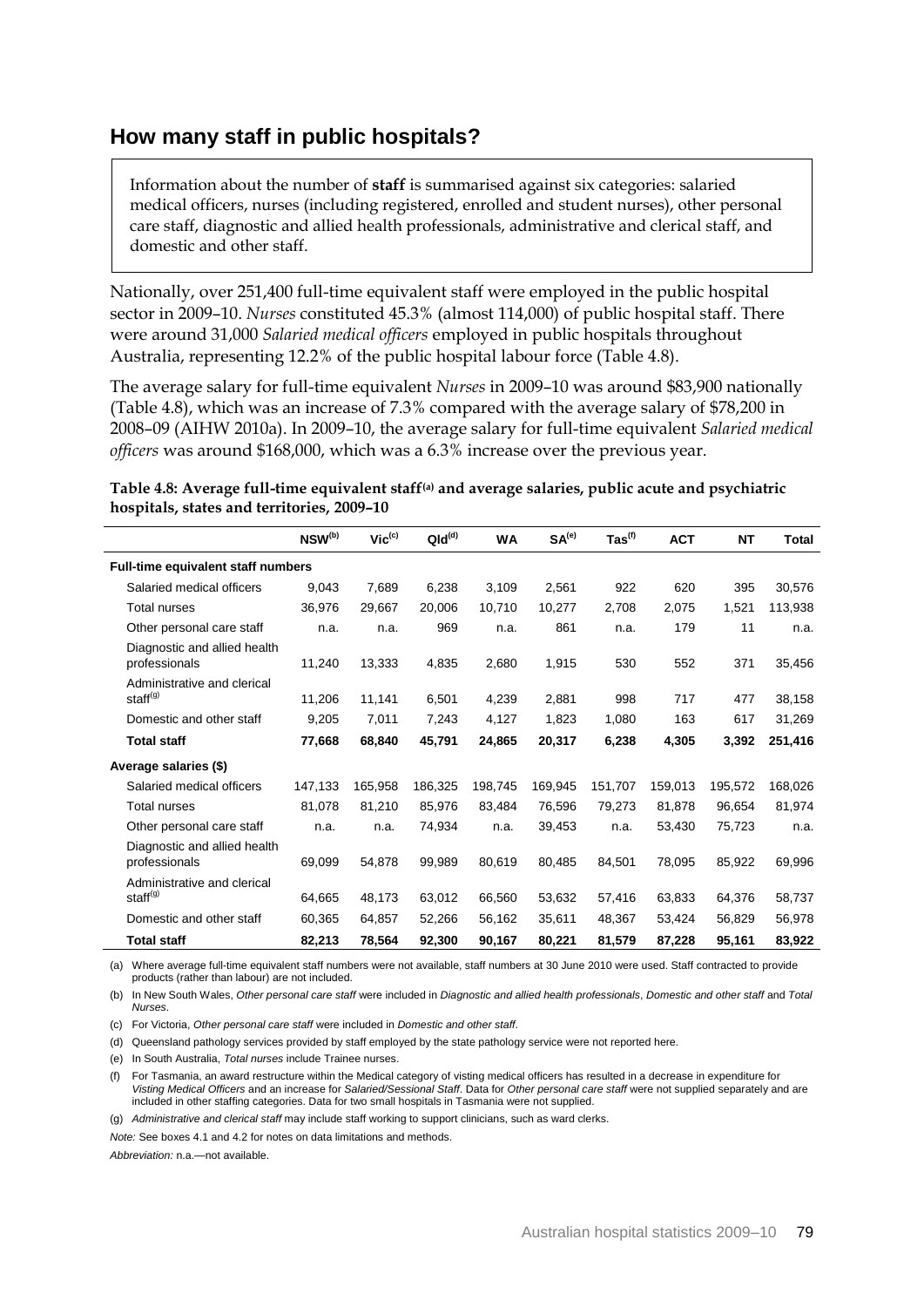## How many staff in public hospitals?

> Information about the number of **staff** is summarised against six categories: salaried medical officers, nurses (including registered, enrolled and student nurses), other personal care staff, diagnostic and allied health professionals, administrative and clerical staff, and domestic and other staff.

Nationally, over 251,400 full-time equivalent staff were employed in the public hospital sector in 2009–10. *Nurses* constituted 45.3% (almost 114,000) of public hospital staff. There were around 31,000 *Salaried medical officers* employed in public hospitals throughout Australia, representing 12.2% of the public hospital labour force (Table 4.8).

The average salary for full-time equivalent *Nurses* in 2009–10 was around $83,900 nationally (Table 4.8), which was an increase of 7.3% compared with the average salary of $78,200 in 2008–09 (AIHW 2010a). In 2009–10, the average salary for full-time equivalent *Salaried medical officers* was around $168,000, which was a 6.3% increase over the previous year.

**Table 4.8: Average full-time equivalent staff[(a)] and average salaries, public acute and psychiatric hospitals, states and territories, 2009–10**

| | NSW[(b)] | Vic[(c)] | Qld[(d)] | WA | SA[(e)] | Tas[(f)] | ACT | NT | Total |
|---|---|---|---|---|---|---|---|---|---|
| **Full-time equivalent staff numbers** | | | | | | | | | |
| Salaried medical officers | 9,043 | 7,689 | 6,238 | 3,109 | 2,561 | 922 | 620 | 395 | 30,576 |
| Total nurses | 36,976 | 29,667 | 20,006 | 10,710 | 10,277 | 2,708 | 2,075 | 1,521 | 113,938 |
| Other personal care staff | n.a. | n.a. | 969 | n.a. | 861 | n.a. | 179 | 11 | n.a. |
| Diagnostic and allied health professionals | 11,240 | 13,333 | 4,835 | 2,680 | 1,915 | 530 | 552 | 371 | 35,456 |
| Administrative and clerical staff[(g)] | 11,206 | 11,141 | 6,501 | 4,239 | 2,881 | 998 | 717 | 477 | 38,158 |
| Domestic and other staff | 9,205 | 7,011 | 7,243 | 4,127 | 1,823 | 1,080 | 163 | 617 | 31,269 |
| **Total staff** | **77,668** | **68,840** | **45,791** | **24,865** | **20,317** | **6,238** | **4,305** | **3,392** | **251,416** |
| **Average salaries ($)** | | | | | | | | | |
| Salaried medical officers | 147,133 | 165,958 | 186,325 | 198,745 | 169,945 | 151,707 | 159,013 | 195,572 | 168,026 |
| Total nurses | 81,078 | 81,210 | 85,976 | 83,484 | 76,596 | 79,273 | 81,878 | 96,654 | 81,974 |
| Other personal care staff | n.a. | n.a. | 74,934 | n.a. | 39,453 | n.a. | 53,430 | 75,723 | n.a. |
| Diagnostic and allied health professionals | 69,099 | 54,878 | 99,989 | 80,619 | 80,485 | 84,501 | 78,095 | 85,922 | 69,996 |
| Administrative and clerical staff[(g)] | 64,665 | 48,173 | 63,012 | 66,560 | 53,632 | 57,416 | 63,833 | 64,376 | 58,737 |
| Domestic and other staff | 60,365 | 64,857 | 52,266 | 56,162 | 35,611 | 48,367 | 53,424 | 56,829 | 56,978 |
| **Total staff** | **82,213** | **78,564** | **92,300** | **90,167** | **80,221** | **81,579** | **87,228** | **95,161** | **83,922** |

(a) Where average full-time equivalent staff numbers were not available, staff numbers at 30 June 2010 were used. Staff contracted to provide products (rather than labour) are not included.

(b) In New South Wales, *Other personal care staff* were included in *Diagnostic and allied health professionals*, *Domestic and other staff* and *Total Nurses*.

(c) For Victoria, *Other personal care staff* were included in *Domestic and other staff*.

(d) Queensland pathology services provided by staff employed by the state pathology service were not reported here.

(e) In South Australia, *Total nurses* include Trainee nurses.

(f) For Tasmania, an award restructure within the Medical category of visting medical officers has resulted in a decrease in expenditure for *Visting Medical Officers* and an increase for *Salaried/Sessional Staff*. Data for *Other personal care staff* were not supplied separately and are included in other staffing categories. Data for two small hospitals in Tasmania were not supplied.

(g) *Administrative and clerical staff* may include staff working to support clinicians, such as ward clerks.

*Note:* See boxes 4.1 and 4.2 for notes on data limitations and methods.

*Abbreviation:* n.a.—not available.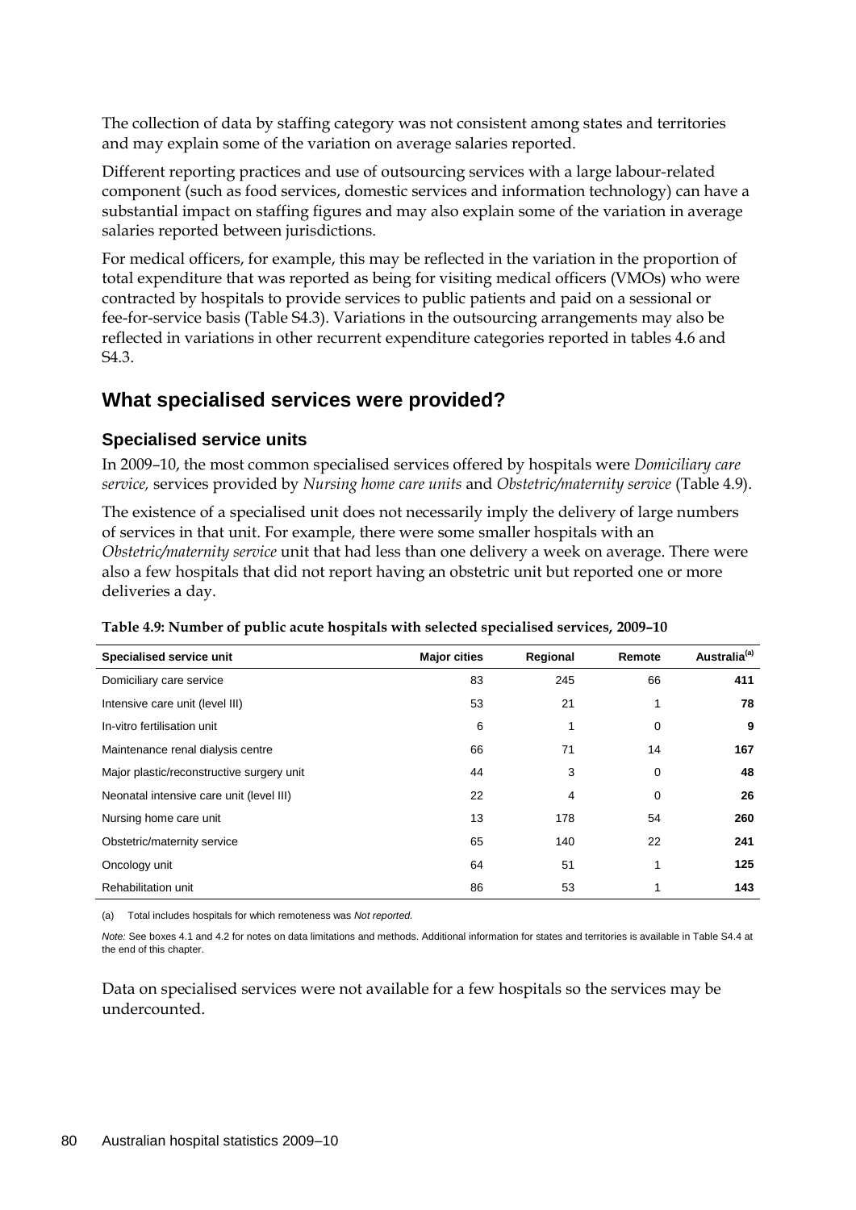The collection of data by staffing category was not consistent among states and territories and may explain some of the variation on average salaries reported.

Different reporting practices and use of outsourcing services with a large labour-related component (such as food services, domestic services and information technology) can have a substantial impact on staffing figures and may also explain some of the variation in average salaries reported between jurisdictions.

For medical officers, for example, this may be reflected in the variation in the proportion of total expenditure that was reported as being for visiting medical officers (VMOs) who were contracted by hospitals to provide services to public patients and paid on a sessional or fee-for-service basis (Table S4.3). Variations in the outsourcing arrangements may also be reflected in variations in other recurrent expenditure categories reported in tables 4.6 and S4.3.

## What specialised services were provided?

### Specialised service units

In 2009–10, the most common specialised services offered by hospitals were *Domiciliary care service,* services provided by *Nursing home care units* and *Obstetric/maternity service* (Table 4.9).

The existence of a specialised unit does not necessarily imply the delivery of large numbers of services in that unit. For example, there were some smaller hospitals with an *Obstetric/maternity service* unit that had less than one delivery a week on average. There were also a few hospitals that did not report having an obstetric unit but reported one or more deliveries a day.

**Table 4.9: Number of public acute hospitals with selected specialised services, 2009–10**

| Specialised service unit | Major cities | Regional | Remote | Australia[(a)] |
|---|---|---|---|---|
| Domiciliary care service | 83 | 245 | 66 | **411** |
| Intensive care unit (level III) | 53 | 21 | 1 | **78** |
| In-vitro fertilisation unit | 6 | 1 | 0 | **9** |
| Maintenance renal dialysis centre | 66 | 71 | 14 | **167** |
| Major plastic/reconstructive surgery unit | 44 | 3 | 0 | **48** |
| Neonatal intensive care unit (level III) | 22 | 4 | 0 | **26** |
| Nursing home care unit | 13 | 178 | 54 | **260** |
| Obstetric/maternity service | 65 | 140 | 22 | **241** |
| Oncology unit | 64 | 51 | 1 | **125** |
| Rehabilitation unit | 86 | 53 | 1 | **143** |

(a) Total includes hospitals for which remoteness was *Not reported.*

*Note:* See boxes 4.1 and 4.2 for notes on data limitations and methods. Additional information for states and territories is available in Table S4.4 at the end of this chapter.

Data on specialised services were not available for a few hospitals so the services may be undercounted.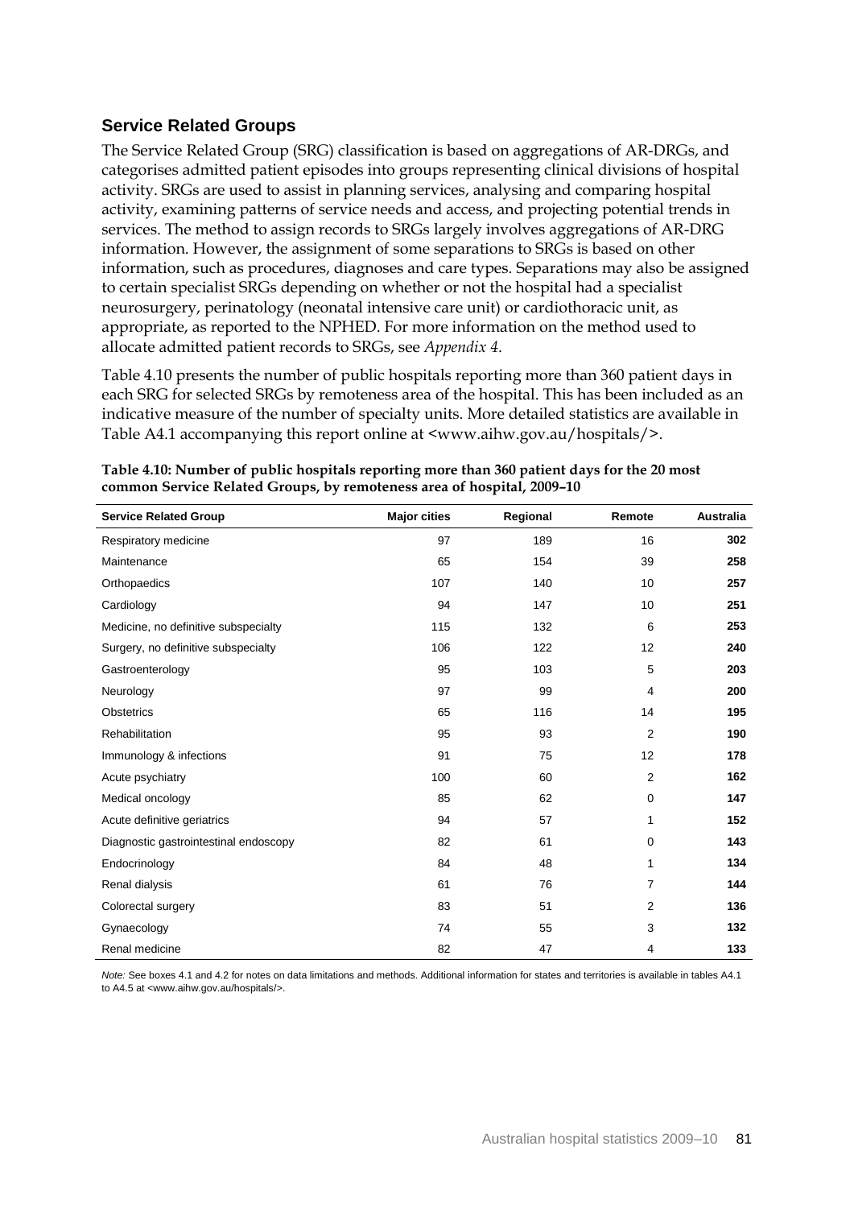## Service Related Groups

The Service Related Group (SRG) classification is based on aggregations of AR-DRGs, and categorises admitted patient episodes into groups representing clinical divisions of hospital activity. SRGs are used to assist in planning services, analysing and comparing hospital activity, examining patterns of service needs and access, and projecting potential trends in services. The method to assign records to SRGs largely involves aggregations of AR-DRG information. However, the assignment of some separations to SRGs is based on other information, such as procedures, diagnoses and care types. Separations may also be assigned to certain specialist SRGs depending on whether or not the hospital had a specialist neurosurgery, perinatology (neonatal intensive care unit) or cardiothoracic unit, as appropriate, as reported to the NPHED. For more information on the method used to allocate admitted patient records to SRGs, see *Appendix 4*.

Table 4.10 presents the number of public hospitals reporting more than 360 patient days in each SRG for selected SRGs by remoteness area of the hospital. This has been included as an indicative measure of the number of specialty units. More detailed statistics are available in Table A4.1 accompanying this report online at <www.aihw.gov.au/hospitals/>.

**Table 4.10: Number of public hospitals reporting more than 360 patient days for the 20 most common Service Related Groups, by remoteness area of hospital, 2009–10**

| Service Related Group | Major cities | Regional | Remote | Australia |
|---|---|---|---|---|
| Respiratory medicine | 97 | 189 | 16 | **302** |
| Maintenance | 65 | 154 | 39 | **258** |
| Orthopaedics | 107 | 140 | 10 | **257** |
| Cardiology | 94 | 147 | 10 | **251** |
| Medicine, no definitive subspecialty | 115 | 132 | 6 | **253** |
| Surgery, no definitive subspecialty | 106 | 122 | 12 | **240** |
| Gastroenterology | 95 | 103 | 5 | **203** |
| Neurology | 97 | 99 | 4 | **200** |
| Obstetrics | 65 | 116 | 14 | **195** |
| Rehabilitation | 95 | 93 | 2 | **190** |
| Immunology & infections | 91 | 75 | 12 | **178** |
| Acute psychiatry | 100 | 60 | 2 | **162** |
| Medical oncology | 85 | 62 | 0 | **147** |
| Acute definitive geriatrics | 94 | 57 | 1 | **152** |
| Diagnostic gastrointestinal endoscopy | 82 | 61 | 0 | **143** |
| Endocrinology | 84 | 48 | 1 | **134** |
| Renal dialysis | 61 | 76 | 7 | **144** |
| Colorectal surgery | 83 | 51 | 2 | **136** |
| Gynaecology | 74 | 55 | 3 | **132** |
| Renal medicine | 82 | 47 | 4 | **133** |

*Note:* See boxes 4.1 and 4.2 for notes on data limitations and methods. Additional information for states and territories is available in tables A4.1 to A4.5 at <www.aihw.gov.au/hospitals/>.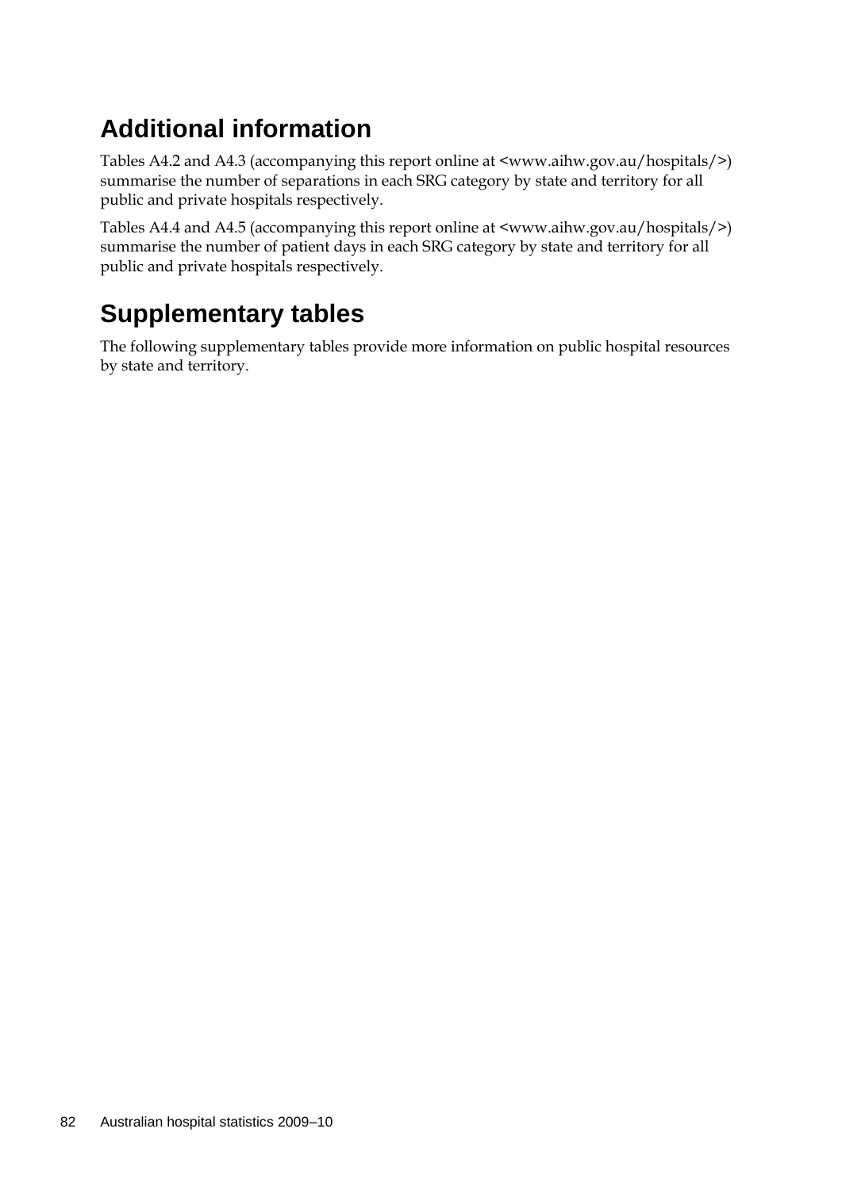## Additional information

Tables A4.2 and A4.3 (accompanying this report online at <www.aihw.gov.au/hospitals/>) summarise the number of separations in each SRG category by state and territory for all public and private hospitals respectively.

Tables A4.4 and A4.5 (accompanying this report online at <www.aihw.gov.au/hospitals/>) summarise the number of patient days in each SRG category by state and territory for all public and private hospitals respectively.

## Supplementary tables

The following supplementary tables provide more information on public hospital resources by state and territory.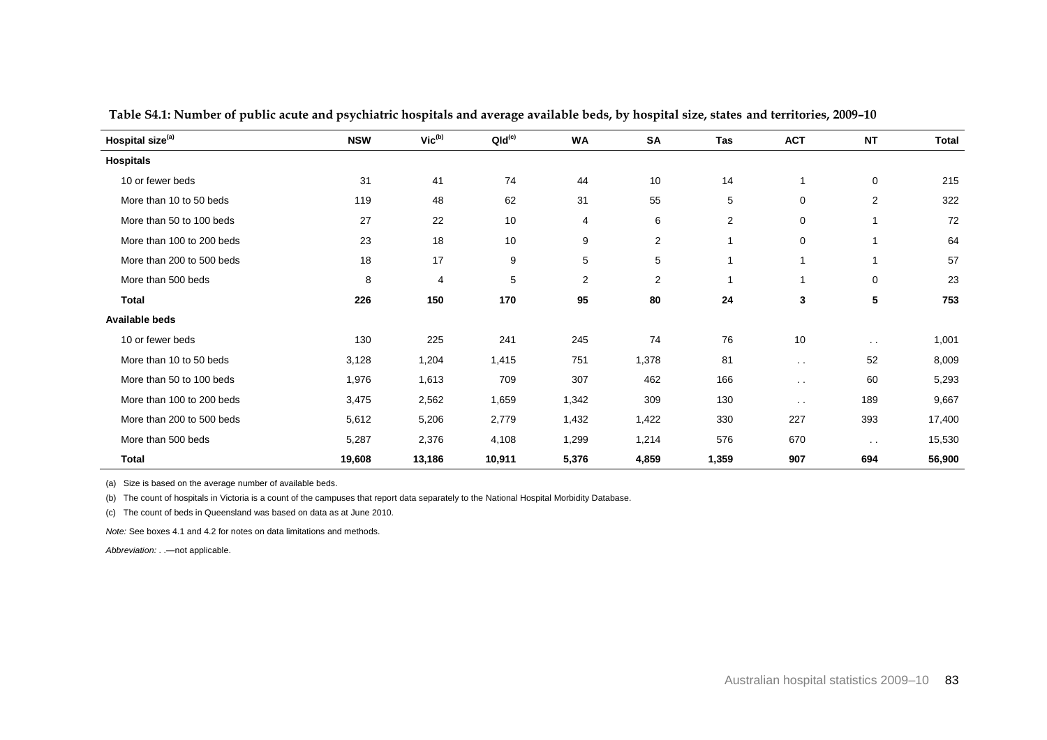**Table S4.1: Number of public acute and psychiatric hospitals and average available beds, by hospital size, states and territories, 2009–10**

| Hospital size[(a)] | NSW | Vic[(b)] | Qld[(c)] | WA | SA | Tas | ACT | NT | Total |
|---|---|---|---|---|---|---|---|---|---|
| **Hospitals** | | | | | | | | | |
| 10 or fewer beds | 31 | 41 | 74 | 44 | 10 | 14 | 1 | 0 | 215 |
| More than 10 to 50 beds | 119 | 48 | 62 | 31 | 55 | 5 | 0 | 2 | 322 |
| More than 50 to 100 beds | 27 | 22 | 10 | 4 | 6 | 2 | 0 | 1 | 72 |
| More than 100 to 200 beds | 23 | 18 | 10 | 9 | 2 | 1 | 0 | 1 | 64 |
| More than 200 to 500 beds | 18 | 17 | 9 | 5 | 5 | 1 | 1 | 1 | 57 |
| More than 500 beds | 8 | 4 | 5 | 2 | 2 | 1 | 1 | 0 | 23 |
| **Total** | **226** | **150** | **170** | **95** | **80** | **24** | **3** | **5** | **753** |
| **Available beds** | | | | | | | | | |
| 10 or fewer beds | 130 | 225 | 241 | 245 | 74 | 76 | 10 | . . | 1,001 |
| More than 10 to 50 beds | 3,128 | 1,204 | 1,415 | 751 | 1,378 | 81 | . . | 52 | 8,009 |
| More than 50 to 100 beds | 1,976 | 1,613 | 709 | 307 | 462 | 166 | . . | 60 | 5,293 |
| More than 100 to 200 beds | 3,475 | 2,562 | 1,659 | 1,342 | 309 | 130 | . . | 189 | 9,667 |
| More than 200 to 500 beds | 5,612 | 5,206 | 2,779 | 1,432 | 1,422 | 330 | 227 | 393 | 17,400 |
| More than 500 beds | 5,287 | 2,376 | 4,108 | 1,299 | 1,214 | 576 | 670 | . . | 15,530 |
| **Total** | **19,608** | **13,186** | **10,911** | **5,376** | **4,859** | **1,359** | **907** | **694** | **56,900** |

(a) Size is based on the average number of available beds.

(b) The count of hospitals in Victoria is a count of the campuses that report data separately to the National Hospital Morbidity Database.

(c) The count of beds in Queensland was based on data as at June 2010.

*Note:* See boxes 4.1 and 4.2 for notes on data limitations and methods.

*Abbreviation:* . .—not applicable.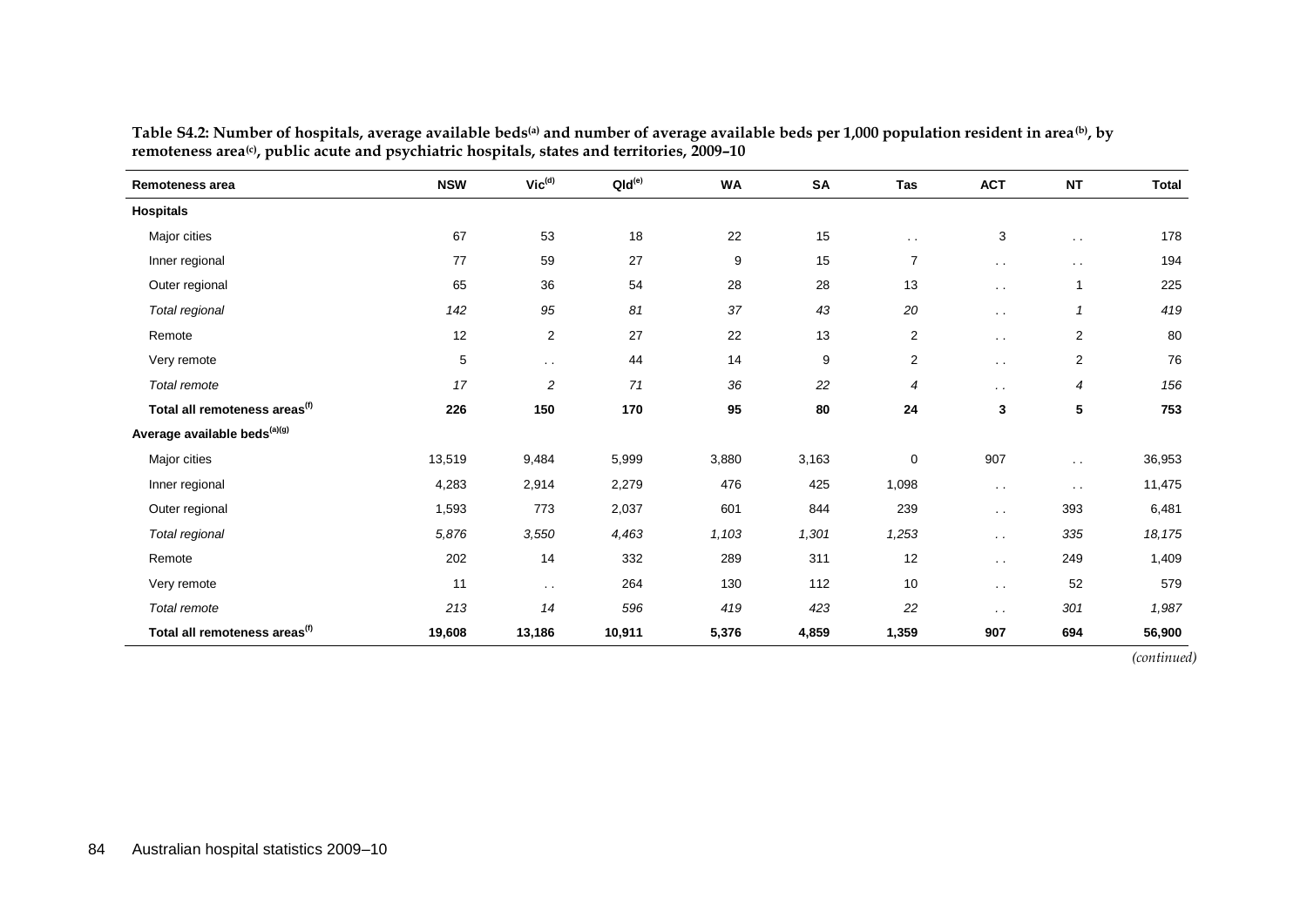**Table S4.2: Number of hospitals, average available beds[a] and number of average available beds per 1,000 population resident in area[b], by remoteness area[c], public acute and psychiatric hospitals, states and territories, 2009–10**

| Remoteness area | NSW | Vic[d] | Qld[e] | WA | SA | Tas | ACT | NT | Total |
|---|---|---|---|---|---|---|---|---|---|
| **Hospitals** | | | | | | | | | |
| Major cities | 67 | 53 | 18 | 22 | 15 | . . | 3 | . . | 178 |
| Inner regional | 77 | 59 | 27 | 9 | 15 | 7 | . . | . . | 194 |
| Outer regional | 65 | 36 | 54 | 28 | 28 | 13 | . . | 1 | 225 |
| *Total regional* | *142* | *95* | *81* | *37* | *43* | *20* | . . | *1* | *419* |
| Remote | 12 | 2 | 27 | 22 | 13 | 2 | . . | 2 | 80 |
| Very remote | 5 | . . | 44 | 14 | 9 | 2 | . . | 2 | 76 |
| *Total remote* | *17* | *2* | *71* | *36* | *22* | *4* | . . | *4* | *156* |
| **Total all remoteness areas[f]** | **226** | **150** | **170** | **95** | **80** | **24** | **3** | **5** | **753** |
| **Average available beds[a][g]** | | | | | | | | | |
| Major cities | 13,519 | 9,484 | 5,999 | 3,880 | 3,163 | 0 | 907 | . . | 36,953 |
| Inner regional | 4,283 | 2,914 | 2,279 | 476 | 425 | 1,098 | . . | . . | 11,475 |
| Outer regional | 1,593 | 773 | 2,037 | 601 | 844 | 239 | . . | 393 | 6,481 |
| *Total regional* | *5,876* | *3,550* | *4,463* | *1,103* | *1,301* | *1,253* | . . | *335* | *18,175* |
| Remote | 202 | 14 | 332 | 289 | 311 | 12 | . . | 249 | 1,409 |
| Very remote | 11 | . . | 264 | 130 | 112 | 10 | . . | 52 | 579 |
| *Total remote* | *213* | *14* | *596* | *419* | *423* | *22* | . . | *301* | *1,987* |
| **Total all remoteness areas[f]** | **19,608** | **13,186** | **10,911** | **5,376** | **4,859** | **1,359** | **907** | **694** | **56,900** |

*(continued)*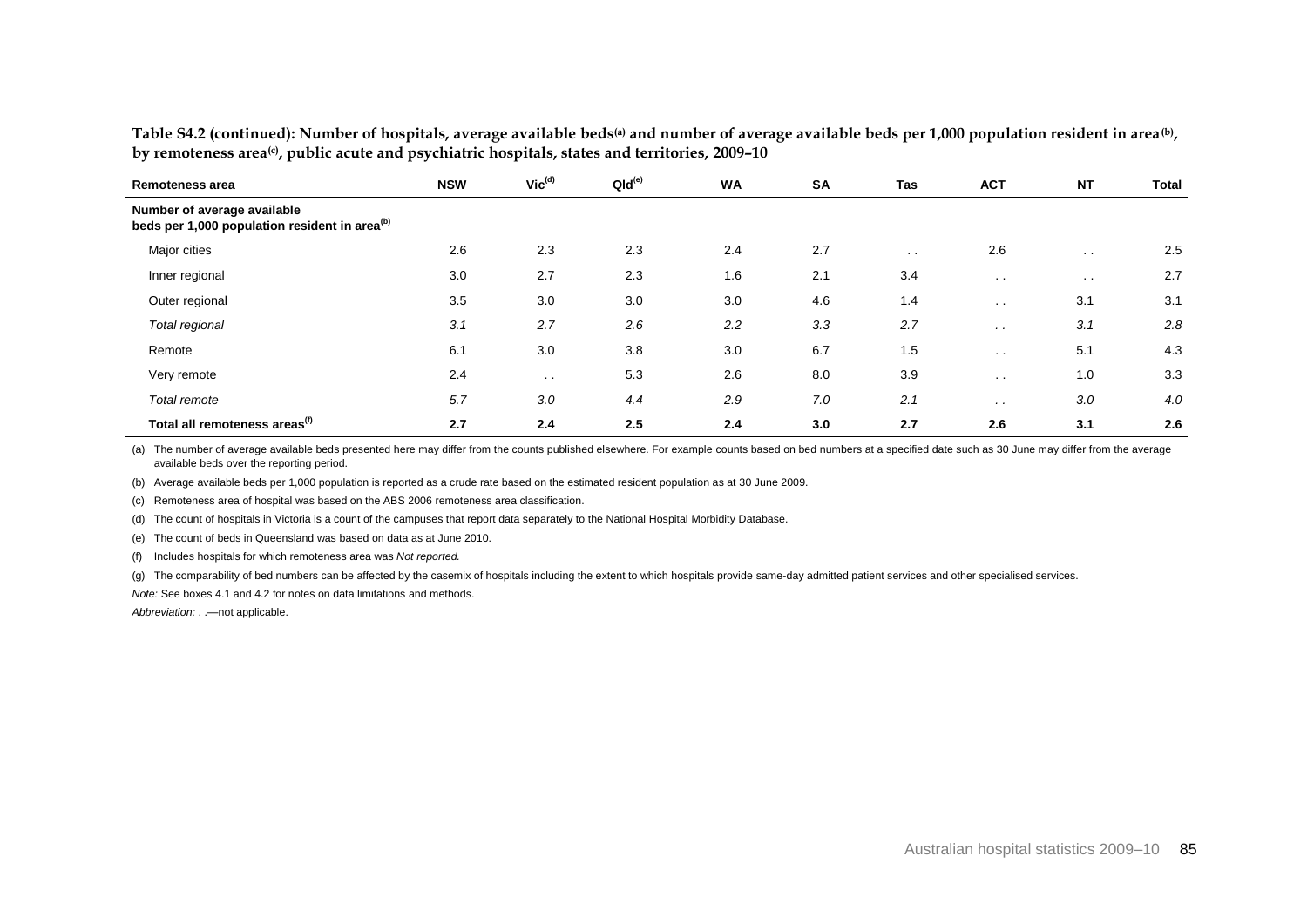**Table S4.2 (continued): Number of hospitals, average available beds[(a)] and number of average available beds per 1,000 population resident in area[(b)], by remoteness area[(c)], public acute and psychiatric hospitals, states and territories, 2009–10**

| Remoteness area | NSW | Vic[(d)] | Qld[(e)] | WA | SA | Tas | ACT | NT | Total |
|---|---|---|---|---|---|---|---|---|---|
| **Number of average available beds per 1,000 population resident in area[(b)]** | | | | | | | | | |
| Major cities | 2.6 | 2.3 | 2.3 | 2.4 | 2.7 | . . | 2.6 | . . | 2.5 |
| Inner regional | 3.0 | 2.7 | 2.3 | 1.6 | 2.1 | 3.4 | . . | . . | 2.7 |
| Outer regional | 3.5 | 3.0 | 3.0 | 3.0 | 4.6 | 1.4 | . . | 3.1 | 3.1 |
| *Total regional* | *3.1* | *2.7* | *2.6* | *2.2* | *3.3* | *2.7* | . . | *3.1* | *2.8* |
| Remote | 6.1 | 3.0 | 3.8 | 3.0 | 6.7 | 1.5 | . . | 5.1 | 4.3 |
| Very remote | 2.4 | . . | 5.3 | 2.6 | 8.0 | 3.9 | . . | 1.0 | 3.3 |
| *Total remote* | *5.7* | *3.0* | *4.4* | *2.9* | *7.0* | *2.1* | . . | *3.0* | *4.0* |
| **Total all remoteness areas[(f)]** | **2.7** | **2.4** | **2.5** | **2.4** | **3.0** | **2.7** | **2.6** | **3.1** | **2.6** |

(a) The number of average available beds presented here may differ from the counts published elsewhere. For example counts based on bed numbers at a specified date such as 30 June may differ from the average available beds over the reporting period.

(b) Average available beds per 1,000 population is reported as a crude rate based on the estimated resident population as at 30 June 2009.

(c) Remoteness area of hospital was based on the ABS 2006 remoteness area classification.

(d) The count of hospitals in Victoria is a count of the campuses that report data separately to the National Hospital Morbidity Database.

(e) The count of beds in Queensland was based on data as at June 2010.

(f) Includes hospitals for which remoteness area was *Not reported.*

(g) The comparability of bed numbers can be affected by the casemix of hospitals including the extent to which hospitals provide same-day admitted patient services and other specialised services.

*Note:* See boxes 4.1 and 4.2 for notes on data limitations and methods.

*Abbreviation:* . .—not applicable.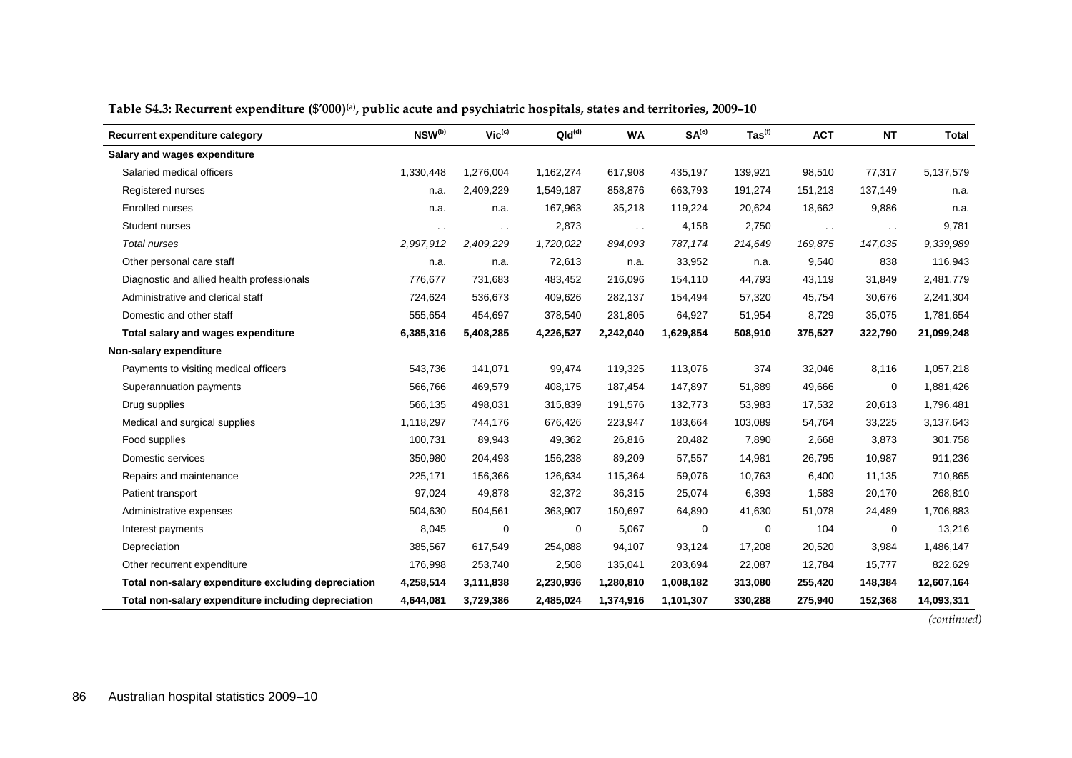**Table S4.3: Recurrent expenditure ($'000)[(a)], public acute and psychiatric hospitals, states and territories, 2009–10**

| Recurrent expenditure category | NSW[(b)] | Vic[(c)] | Qld[(d)] | WA | SA[(e)] | Tas[(f)] | ACT | NT | Total |
|---|---|---|---|---|---|---|---|---|---|
| **Salary and wages expenditure** | | | | | | | | | |
| Salaried medical officers | 1,330,448 | 1,276,004 | 1,162,274 | 617,908 | 435,197 | 139,921 | 98,510 | 77,317 | 5,137,579 |
| Registered nurses | n.a. | 2,409,229 | 1,549,187 | 858,876 | 663,793 | 191,274 | 151,213 | 137,149 | n.a. |
| Enrolled nurses | n.a. | n.a. | 167,963 | 35,218 | 119,224 | 20,624 | 18,662 | 9,886 | n.a. |
| Student nurses | . . | . . | 2,873 | . . | 4,158 | 2,750 | . . | . . | 9,781 |
| *Total nurses* | *2,997,912* | *2,409,229* | *1,720,022* | *894,093* | *787,174* | *214,649* | *169,875* | *147,035* | *9,339,989* |
| Other personal care staff | n.a. | n.a. | 72,613 | n.a. | 33,952 | n.a. | 9,540 | 838 | 116,943 |
| Diagnostic and allied health professionals | 776,677 | 731,683 | 483,452 | 216,096 | 154,110 | 44,793 | 43,119 | 31,849 | 2,481,779 |
| Administrative and clerical staff | 724,624 | 536,673 | 409,626 | 282,137 | 154,494 | 57,320 | 45,754 | 30,676 | 2,241,304 |
| Domestic and other staff | 555,654 | 454,697 | 378,540 | 231,805 | 64,927 | 51,954 | 8,729 | 35,075 | 1,781,654 |
| **Total salary and wages expenditure** | **6,385,316** | **5,408,285** | **4,226,527** | **2,242,040** | **1,629,854** | **508,910** | **375,527** | **322,790** | **21,099,248** |
| **Non-salary expenditure** | | | | | | | | | |
| Payments to visiting medical officers | 543,736 | 141,071 | 99,474 | 119,325 | 113,076 | 374 | 32,046 | 8,116 | 1,057,218 |
| Superannuation payments | 566,766 | 469,579 | 408,175 | 187,454 | 147,897 | 51,889 | 49,666 | 0 | 1,881,426 |
| Drug supplies | 566,135 | 498,031 | 315,839 | 191,576 | 132,773 | 53,983 | 17,532 | 20,613 | 1,796,481 |
| Medical and surgical supplies | 1,118,297 | 744,176 | 676,426 | 223,947 | 183,664 | 103,089 | 54,764 | 33,225 | 3,137,643 |
| Food supplies | 100,731 | 89,943 | 49,362 | 26,816 | 20,482 | 7,890 | 2,668 | 3,873 | 301,758 |
| Domestic services | 350,980 | 204,493 | 156,238 | 89,209 | 57,557 | 14,981 | 26,795 | 10,987 | 911,236 |
| Repairs and maintenance | 225,171 | 156,366 | 126,634 | 115,364 | 59,076 | 10,763 | 6,400 | 11,135 | 710,865 |
| Patient transport | 97,024 | 49,878 | 32,372 | 36,315 | 25,074 | 6,393 | 1,583 | 20,170 | 268,810 |
| Administrative expenses | 504,630 | 504,561 | 363,907 | 150,697 | 64,890 | 41,630 | 51,078 | 24,489 | 1,706,883 |
| Interest payments | 8,045 | 0 | 0 | 5,067 | 0 | 0 | 104 | 0 | 13,216 |
| Depreciation | 385,567 | 617,549 | 254,088 | 94,107 | 93,124 | 17,208 | 20,520 | 3,984 | 1,486,147 |
| Other recurrent expenditure | 176,998 | 253,740 | 2,508 | 135,041 | 203,694 | 22,087 | 12,784 | 15,777 | 822,629 |
| **Total non-salary expenditure excluding depreciation** | **4,258,514** | **3,111,838** | **2,230,936** | **1,280,810** | **1,008,182** | **313,080** | **255,420** | **148,384** | **12,607,164** |
| **Total non-salary expenditure including depreciation** | **4,644,081** | **3,729,386** | **2,485,024** | **1,374,916** | **1,101,307** | **330,288** | **275,940** | **152,368** | **14,093,311** |

*(continued)*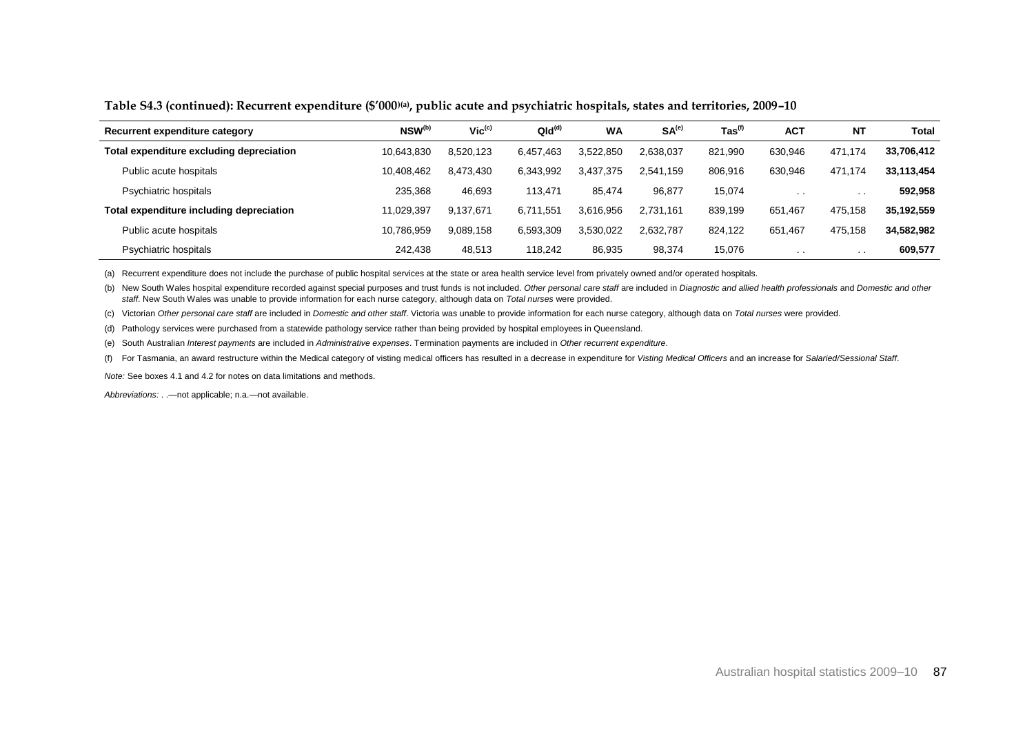**Table S4.3 (continued): Recurrent expenditure ($'000)[(a)], public acute and psychiatric hospitals, states and territories, 2009–10**

| Recurrent expenditure category | NSW[(b)] | Vic[(c)] | Qld[(d)] | WA | SA[(e)] | Tas[(f)] | ACT | NT | Total |
|---|---|---|---|---|---|---|---|---|---|
| **Total expenditure excluding depreciation** | 10,643,830 | 8,520,123 | 6,457,463 | 3,522,850 | 2,638,037 | 821,990 | 630,946 | 471,174 | **33,706,412** |
| Public acute hospitals | 10,408,462 | 8,473,430 | 6,343,992 | 3,437,375 | 2,541,159 | 806,916 | 630,946 | 471,174 | **33,113,454** |
| Psychiatric hospitals | 235,368 | 46,693 | 113,471 | 85,474 | 96,877 | 15,074 | . . | . . | **592,958** |
| **Total expenditure including depreciation** | 11,029,397 | 9,137,671 | 6,711,551 | 3,616,956 | 2,731,161 | 839,199 | 651,467 | 475,158 | **35,192,559** |
| Public acute hospitals | 10,786,959 | 9,089,158 | 6,593,309 | 3,530,022 | 2,632,787 | 824,122 | 651,467 | 475,158 | **34,582,982** |
| Psychiatric hospitals | 242,438 | 48,513 | 118,242 | 86,935 | 98,374 | 15,076 | . . | . . | **609,577** |

(a) Recurrent expenditure does not include the purchase of public hospital services at the state or area health service level from privately owned and/or operated hospitals.

(b) New South Wales hospital expenditure recorded against special purposes and trust funds is not included. *Other personal care staff* are included in *Diagnostic and allied health professionals* and *Domestic and other staff*. New South Wales was unable to provide information for each nurse category, although data on *Total nurses* were provided.

(c) Victorian *Other personal care staff* are included in *Domestic and other staff*. Victoria was unable to provide information for each nurse category, although data on *Total nurses* were provided.

(d) Pathology services were purchased from a statewide pathology service rather than being provided by hospital employees in Queensland.

(e) South Australian *Interest payments* are included in *Administrative expenses*. Termination payments are included in *Other recurrent expenditure*.

(f) For Tasmania, an award restructure within the Medical category of visting medical officers has resulted in a decrease in expenditure for *Visting Medical Officers* and an increase for *Salaried/Sessional Staff*.

*Note:* See boxes 4.1 and 4.2 for notes on data limitations and methods.

*Abbreviations:* . .—not applicable; n.a.—not available.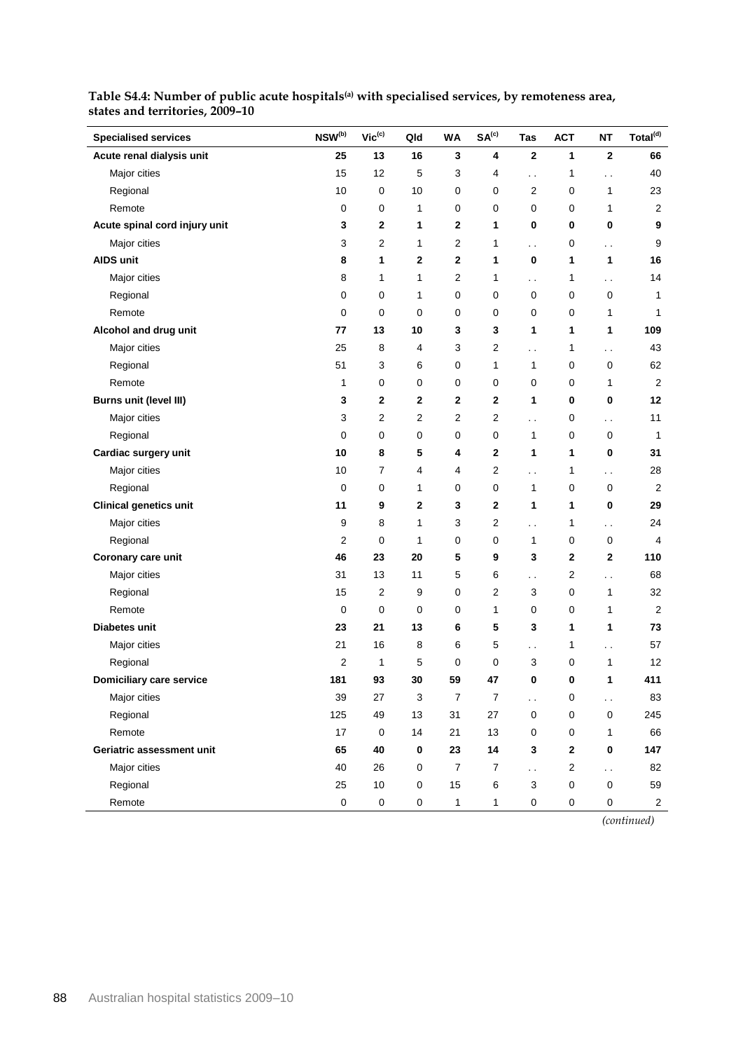**Table S4.4: Number of public acute hospitals(a) with specialised services, by remoteness area, states and territories, 2009–10**

| Specialised services | NSW(b) | Vic(c) | Qld | WA | SA(c) | Tas | ACT | NT | Total(d) |
|---|---|---|---|---|---|---|---|---|---|
| **Acute renal dialysis unit** | **25** | **13** | **16** | **3** | **4** | **2** | **1** | **2** | **66** |
| Major cities | 15 | 12 | 5 | 3 | 4 | . . | 1 | . . | 40 |
| Regional | 10 | 0 | 10 | 0 | 0 | 2 | 0 | 1 | 23 |
| Remote | 0 | 0 | 1 | 0 | 0 | 0 | 0 | 1 | 2 |
| **Acute spinal cord injury unit** | **3** | **2** | **1** | **2** | **1** | **0** | **0** | **0** | **9** |
| Major cities | 3 | 2 | 1 | 2 | 1 | . . | 0 | . . | 9 |
| **AIDS unit** | **8** | **1** | **2** | **2** | **1** | **0** | **1** | **1** | **16** |
| Major cities | 8 | 1 | 1 | 2 | 1 | . . | 1 | . . | 14 |
| Regional | 0 | 0 | 1 | 0 | 0 | 0 | 0 | 0 | 1 |
| Remote | 0 | 0 | 0 | 0 | 0 | 0 | 0 | 1 | 1 |
| **Alcohol and drug unit** | **77** | **13** | **10** | **3** | **3** | **1** | **1** | **1** | **109** |
| Major cities | 25 | 8 | 4 | 3 | 2 | . . | 1 | . . | 43 |
| Regional | 51 | 3 | 6 | 0 | 1 | 1 | 0 | 0 | 62 |
| Remote | 1 | 0 | 0 | 0 | 0 | 0 | 0 | 1 | 2 |
| **Burns unit (level III)** | **3** | **2** | **2** | **2** | **2** | **1** | **0** | **0** | **12** |
| Major cities | 3 | 2 | 2 | 2 | 2 | . . | 0 | . . | 11 |
| Regional | 0 | 0 | 0 | 0 | 0 | 1 | 0 | 0 | 1 |
| **Cardiac surgery unit** | **10** | **8** | **5** | **4** | **2** | **1** | **1** | **0** | **31** |
| Major cities | 10 | 7 | 4 | 4 | 2 | . . | 1 | . . | 28 |
| Regional | 0 | 0 | 1 | 0 | 0 | 1 | 0 | 0 | 2 |
| **Clinical genetics unit** | **11** | **9** | **2** | **3** | **2** | **1** | **1** | **0** | **29** |
| Major cities | 9 | 8 | 1 | 3 | 2 | . . | 1 | . . | 24 |
| Regional | 2 | 0 | 1 | 0 | 0 | 1 | 0 | 0 | 4 |
| **Coronary care unit** | **46** | **23** | **20** | **5** | **9** | **3** | **2** | **2** | **110** |
| Major cities | 31 | 13 | 11 | 5 | 6 | . . | 2 | . . | 68 |
| Regional | 15 | 2 | 9 | 0 | 2 | 3 | 0 | 1 | 32 |
| Remote | 0 | 0 | 0 | 0 | 1 | 0 | 0 | 1 | 2 |
| **Diabetes unit** | **23** | **21** | **13** | **6** | **5** | **3** | **1** | **1** | **73** |
| Major cities | 21 | 16 | 8 | 6 | 5 | . . | 1 | . . | 57 |
| Regional | 2 | 1 | 5 | 0 | 0 | 3 | 0 | 1 | 12 |
| **Domiciliary care service** | **181** | **93** | **30** | **59** | **47** | **0** | **0** | **1** | **411** |
| Major cities | 39 | 27 | 3 | 7 | 7 | . . | 0 | . . | 83 |
| Regional | 125 | 49 | 13 | 31 | 27 | 0 | 0 | 0 | 245 |
| Remote | 17 | 0 | 14 | 21 | 13 | 0 | 0 | 1 | 66 |
| **Geriatric assessment unit** | **65** | **40** | **0** | **23** | **14** | **3** | **2** | **0** | **147** |
| Major cities | 40 | 26 | 0 | 7 | 7 | . . | 2 | . . | 82 |
| Regional | 25 | 10 | 0 | 15 | 6 | 3 | 0 | 0 | 59 |
| Remote | 0 | 0 | 0 | 1 | 1 | 0 | 0 | 0 | 2 |

*(continued)*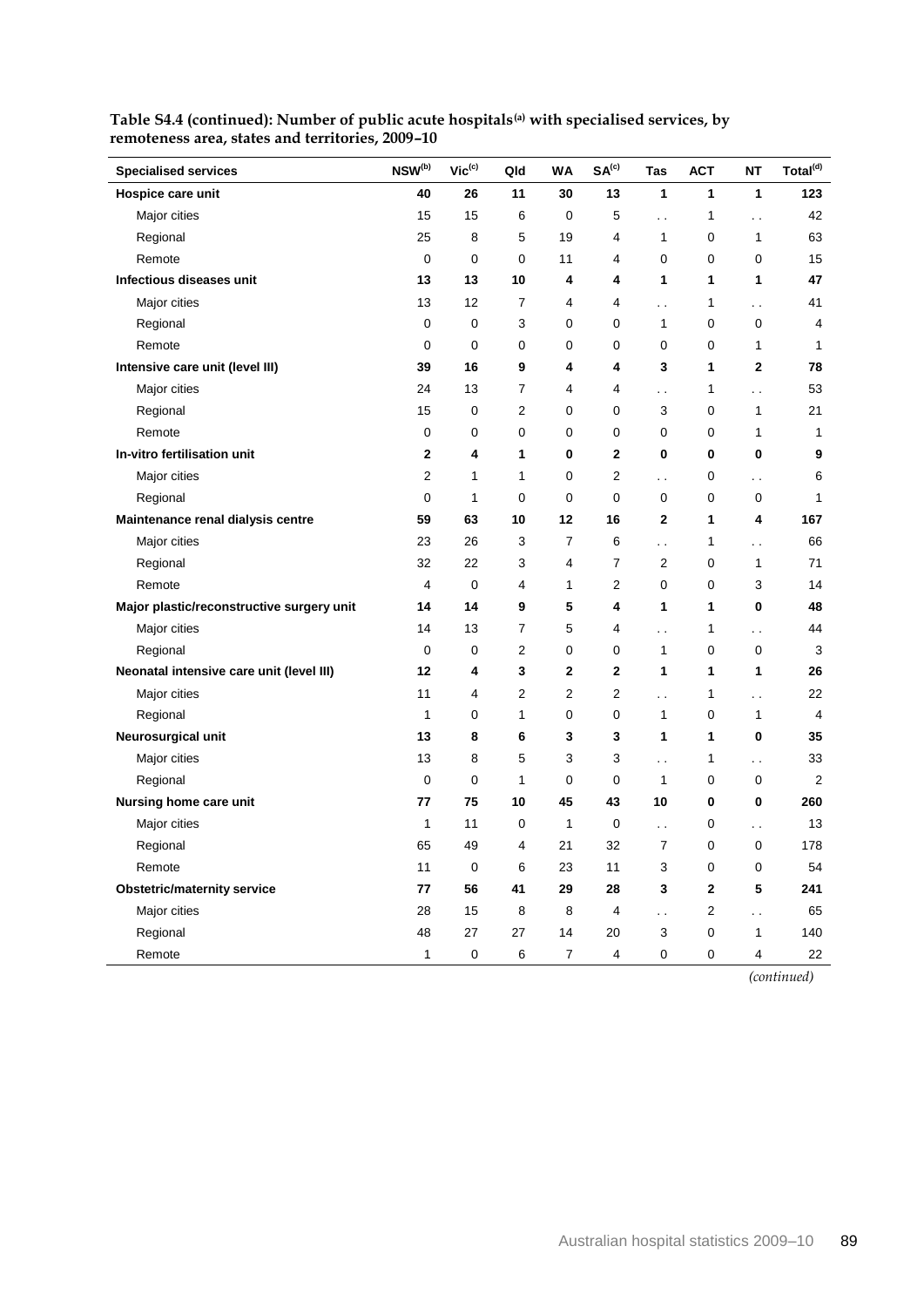**Table S4.4 (continued): Number of public acute hospitals[(a)] with specialised services, by remoteness area, states and territories, 2009–10**

| Specialised services | NSW[(b)] | Vic[(c)] | Qld | WA | SA[(c)] | Tas | ACT | NT | Total[(d)] |
|---|---|---|---|---|---|---|---|---|---|
| **Hospice care unit** | **40** | **26** | **11** | **30** | **13** | **1** | **1** | **1** | **123** |
| Major cities | 15 | 15 | 6 | 0 | 5 | . . | 1 | . . | 42 |
| Regional | 25 | 8 | 5 | 19 | 4 | 1 | 0 | 1 | 63 |
| Remote | 0 | 0 | 0 | 11 | 4 | 0 | 0 | 0 | 15 |
| **Infectious diseases unit** | **13** | **13** | **10** | **4** | **4** | **1** | **1** | **1** | **47** |
| Major cities | 13 | 12 | 7 | 4 | 4 | . . | 1 | . . | 41 |
| Regional | 0 | 0 | 3 | 0 | 0 | 1 | 0 | 0 | 4 |
| Remote | 0 | 0 | 0 | 0 | 0 | 0 | 0 | 1 | 1 |
| **Intensive care unit (level III)** | **39** | **16** | **9** | **4** | **4** | **3** | **1** | **2** | **78** |
| Major cities | 24 | 13 | 7 | 4 | 4 | . . | 1 | . . | 53 |
| Regional | 15 | 0 | 2 | 0 | 0 | 3 | 0 | 1 | 21 |
| Remote | 0 | 0 | 0 | 0 | 0 | 0 | 0 | 1 | 1 |
| **In-vitro fertilisation unit** | **2** | **4** | **1** | **0** | **2** | **0** | **0** | **0** | **9** |
| Major cities | 2 | 1 | 1 | 0 | 2 | . . | 0 | . . | 6 |
| Regional | 0 | 1 | 0 | 0 | 0 | 0 | 0 | 0 | 1 |
| **Maintenance renal dialysis centre** | **59** | **63** | **10** | **12** | **16** | **2** | **1** | **4** | **167** |
| Major cities | 23 | 26 | 3 | 7 | 6 | . . | 1 | . . | 66 |
| Regional | 32 | 22 | 3 | 4 | 7 | 2 | 0 | 1 | 71 |
| Remote | 4 | 0 | 4 | 1 | 2 | 0 | 0 | 3 | 14 |
| **Major plastic/reconstructive surgery unit** | **14** | **14** | **9** | **5** | **4** | **1** | **1** | **0** | **48** |
| Major cities | 14 | 13 | 7 | 5 | 4 | . . | 1 | . . | 44 |
| Regional | 0 | 0 | 2 | 0 | 0 | 1 | 0 | 0 | 3 |
| **Neonatal intensive care unit (level III)** | **12** | **4** | **3** | **2** | **2** | **1** | **1** | **1** | **26** |
| Major cities | 11 | 4 | 2 | 2 | 2 | . . | 1 | . . | 22 |
| Regional | 1 | 0 | 1 | 0 | 0 | 1 | 0 | 1 | 4 |
| **Neurosurgical unit** | **13** | **8** | **6** | **3** | **3** | **1** | **1** | **0** | **35** |
| Major cities | 13 | 8 | 5 | 3 | 3 | . . | 1 | . . | 33 |
| Regional | 0 | 0 | 1 | 0 | 0 | 1 | 0 | 0 | 2 |
| **Nursing home care unit** | **77** | **75** | **10** | **45** | **43** | **10** | **0** | **0** | **260** |
| Major cities | 1 | 11 | 0 | 1 | 0 | . . | 0 | . . | 13 |
| Regional | 65 | 49 | 4 | 21 | 32 | 7 | 0 | 0 | 178 |
| Remote | 11 | 0 | 6 | 23 | 11 | 3 | 0 | 0 | 54 |
| **Obstetric/maternity service** | **77** | **56** | **41** | **29** | **28** | **3** | **2** | **5** | **241** |
| Major cities | 28 | 15 | 8 | 8 | 4 | . . | 2 | . . | 65 |
| Regional | 48 | 27 | 27 | 14 | 20 | 3 | 0 | 1 | 140 |
| Remote | 1 | 0 | 6 | 7 | 4 | 0 | 0 | 4 | 22 |

*(continued)*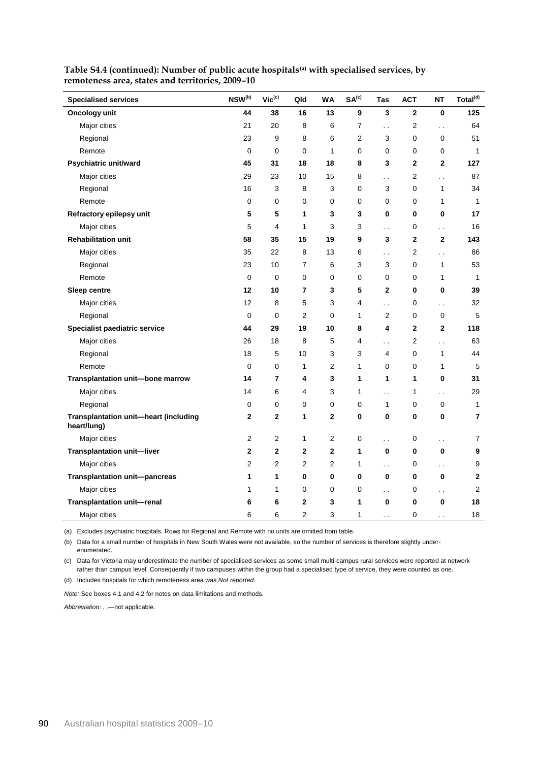**Table S4.4 (continued): Number of public acute hospitals[(a)] with specialised services, by remoteness area, states and territories, 2009–10**

| Specialised services | NSW[(b)] | Vic[(c)] | Qld | WA | SA[(c)] | Tas | ACT | NT | Total[(d)] |
|---|---|---|---|---|---|---|---|---|---|
| **Oncology unit** | **44** | **38** | **16** | **13** | **9** | **3** | **2** | **0** | **125** |
| Major cities | 21 | 20 | 8 | 6 | 7 | . . | 2 | . . | 64 |
| Regional | 23 | 9 | 8 | 6 | 2 | 3 | 0 | 0 | 51 |
| Remote | 0 | 0 | 0 | 1 | 0 | 0 | 0 | 0 | 1 |
| **Psychiatric unit/ward** | **45** | **31** | **18** | **18** | **8** | **3** | **2** | **2** | **127** |
| Major cities | 29 | 23 | 10 | 15 | 8 | . . | 2 | . . | 87 |
| Regional | 16 | 3 | 8 | 3 | 0 | 3 | 0 | 1 | 34 |
| Remote | 0 | 0 | 0 | 0 | 0 | 0 | 0 | 1 | 1 |
| **Refractory epilepsy unit** | **5** | **5** | **1** | **3** | **3** | **0** | **0** | **0** | **17** |
| Major cities | 5 | 4 | 1 | 3 | 3 | . . | 0 | . . | 16 |
| **Rehabilitation unit** | **58** | **35** | **15** | **19** | **9** | **3** | **2** | **2** | **143** |
| Major cities | 35 | 22 | 8 | 13 | 6 | . . | 2 | . . | 86 |
| Regional | 23 | 10 | 7 | 6 | 3 | 3 | 0 | 1 | 53 |
| Remote | 0 | 0 | 0 | 0 | 0 | 0 | 0 | 1 | 1 |
| **Sleep centre** | **12** | **10** | **7** | **3** | **5** | **2** | **0** | **0** | **39** |
| Major cities | 12 | 8 | 5 | 3 | 4 | . . | 0 | . . | 32 |
| Regional | 0 | 0 | 2 | 0 | 1 | 2 | 0 | 0 | 5 |
| **Specialist paediatric service** | **44** | **29** | **19** | **10** | **8** | **4** | **2** | **2** | **118** |
| Major cities | 26 | 18 | 8 | 5 | 4 | . . | 2 | . . | 63 |
| Regional | 18 | 5 | 10 | 3 | 3 | 4 | 0 | 1 | 44 |
| Remote | 0 | 0 | 1 | 2 | 1 | 0 | 0 | 1 | 5 |
| **Transplantation unit—bone marrow** | **14** | **7** | **4** | **3** | **1** | **1** | **1** | **0** | **31** |
| Major cities | 14 | 6 | 4 | 3 | 1 | . . | 1 | . . | 29 |
| Regional | 0 | 0 | 0 | 0 | 0 | 1 | 0 | 0 | 1 |
| **Transplantation unit—heart (including heart/lung)** | **2** | **2** | **1** | **2** | **0** | **0** | **0** | **0** | **7** |
| Major cities | 2 | 2 | 1 | 2 | 0 | . . | 0 | . . | 7 |
| **Transplantation unit—liver** | **2** | **2** | **2** | **2** | **1** | **0** | **0** | **0** | **9** |
| Major cities | 2 | 2 | 2 | 2 | 1 | . . | 0 | . . | 9 |
| **Transplantation unit—pancreas** | **1** | **1** | **0** | **0** | **0** | **0** | **0** | **0** | **2** |
| Major cities | 1 | 1 | 0 | 0 | 0 | . . | 0 | . . | 2 |
| **Transplantation unit—renal** | **6** | **6** | **2** | **3** | **1** | **0** | **0** | **0** | **18** |
| Major cities | 6 | 6 | 2 | 3 | 1 | . . | 0 | . . | 18 |

(a) Excludes psychiatric hospitals. Rows for Regional and Remote with no units are omitted from table.

(b) Data for a small number of hospitals in New South Wales were not available, so the number of services is therefore slightly under-enumerated.

(c) Data for Victoria may underestimate the number of specialised services as some small multi-campus rural services were reported at network rather than campus level. Consequently if two campuses within the group had a specialised type of service, they were counted as one.

(d) Includes hospitals for which remoteness area was *Not reported.*

*Note:* See boxes 4.1 and 4.2 for notes on data limitations and methods.

*Abbreviation:* . .—not applicable.